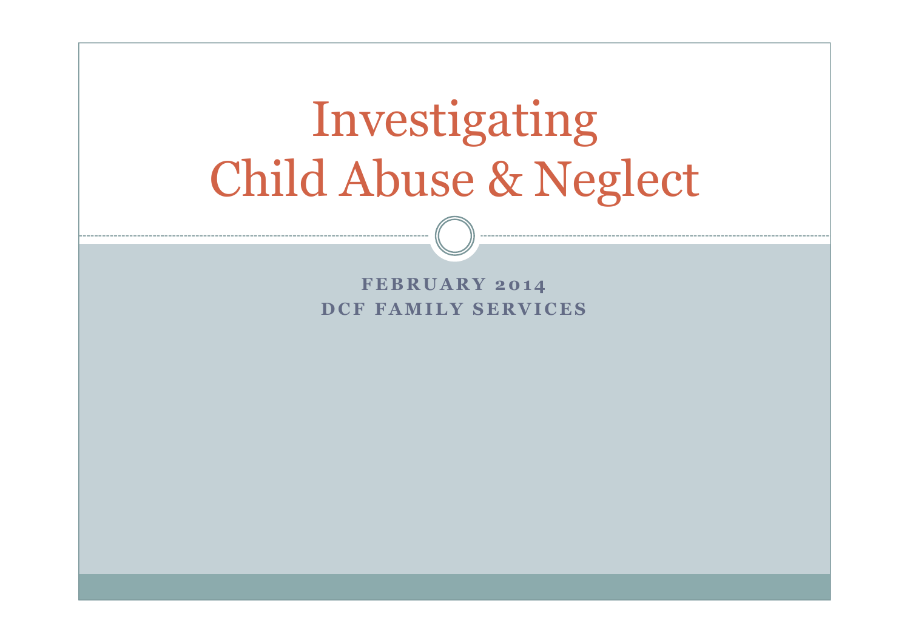# Investigating Child Abuse & Neglect

**FEBRUARY 2014**
**DCF FAMILY SERVICES**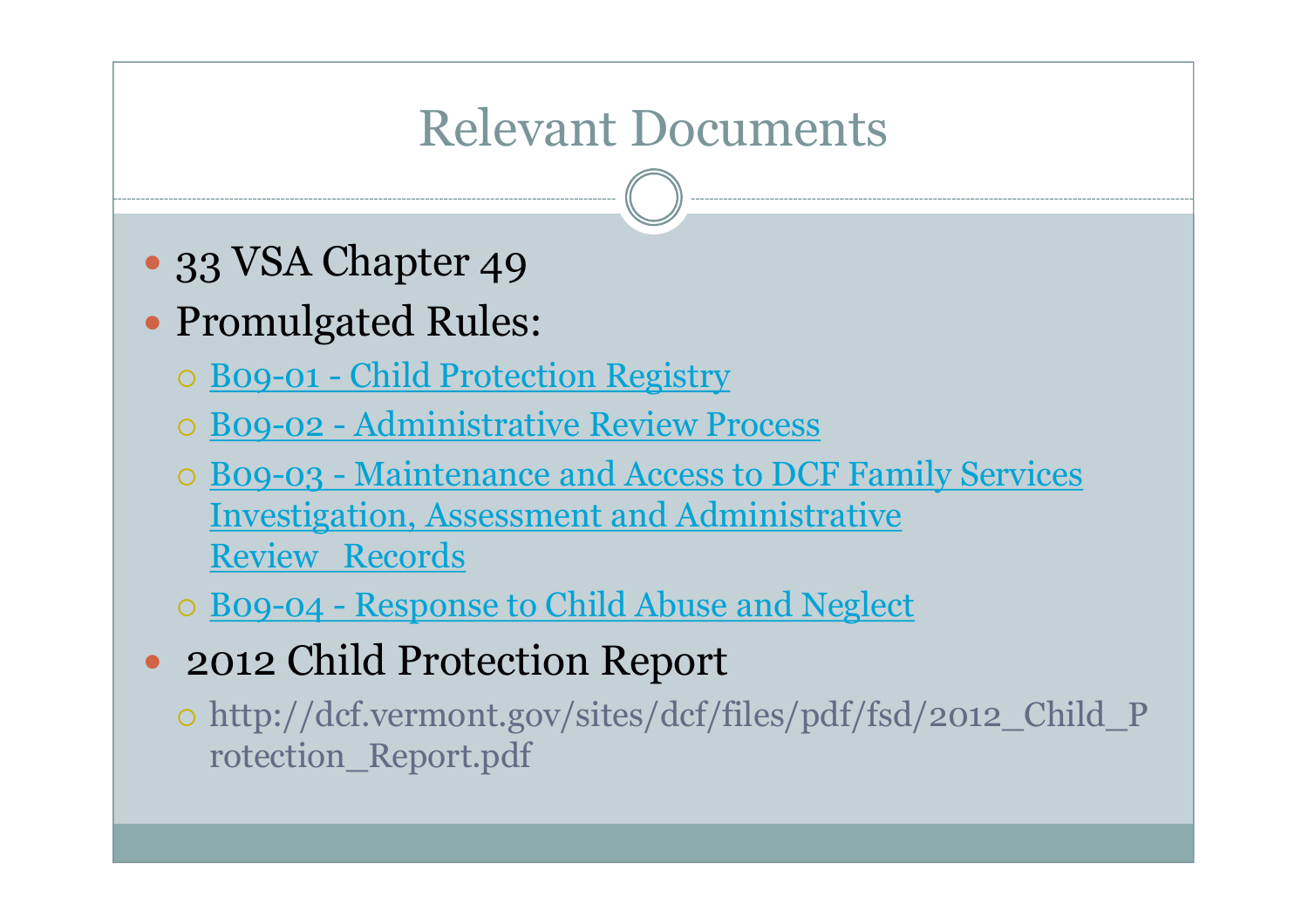# Relevant Documents

- 33 VSA Chapter 49
- Promulgated Rules:
  - B09-01 - Child Protection Registry
  - B09-02 - Administrative Review Process
  - B09-03 - Maintenance and Access to DCF Family Services Investigation, Assessment and Administrative Review Records
  - B09-04 - Response to Child Abuse and Neglect
- 2012 Child Protection Report
  - http://dcf.vermont.gov/sites/dcf/files/pdf/fsd/2012_Child_Protection_Report.pdf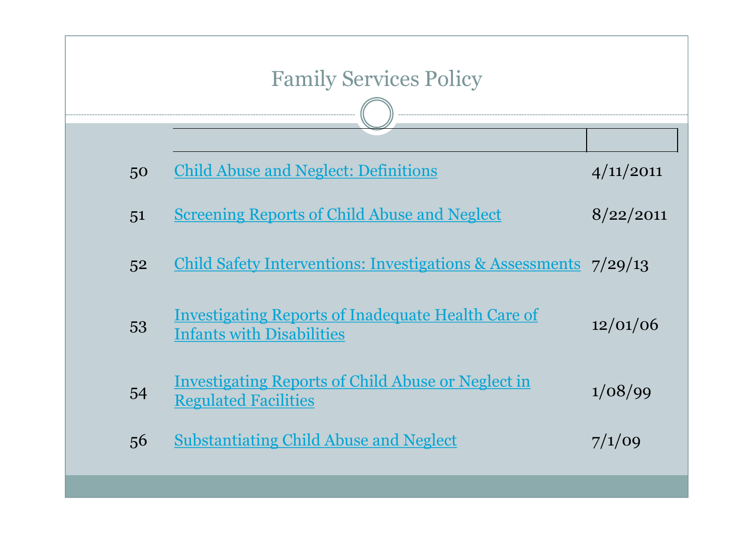# Family Services Policy

| | | |
|---|---|---|
| 50 | Child Abuse and Neglect: Definitions | 4/11/2011 |
| 51 | Screening Reports of Child Abuse and Neglect | 8/22/2011 |
| 52 | Child Safety Interventions: Investigations & Assessments | 7/29/13 |
| 53 | Investigating Reports of Inadequate Health Care of Infants with Disabilities | 12/01/06 |
| 54 | Investigating Reports of Child Abuse or Neglect in Regulated Facilities | 1/08/99 |
| 56 | Substantiating Child Abuse and Neglect | 7/1/09 |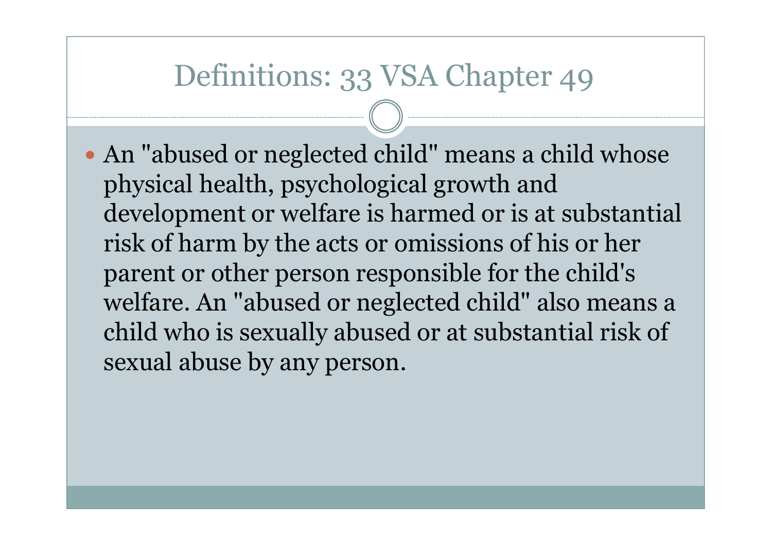# Definitions: 33 VSA Chapter 49

- An "abused or neglected child" means a child whose physical health, psychological growth and development or welfare is harmed or is at substantial risk of harm by the acts or omissions of his or her parent or other person responsible for the child's welfare. An "abused or neglected child" also means a child who is sexually abused or at substantial risk of sexual abuse by any person.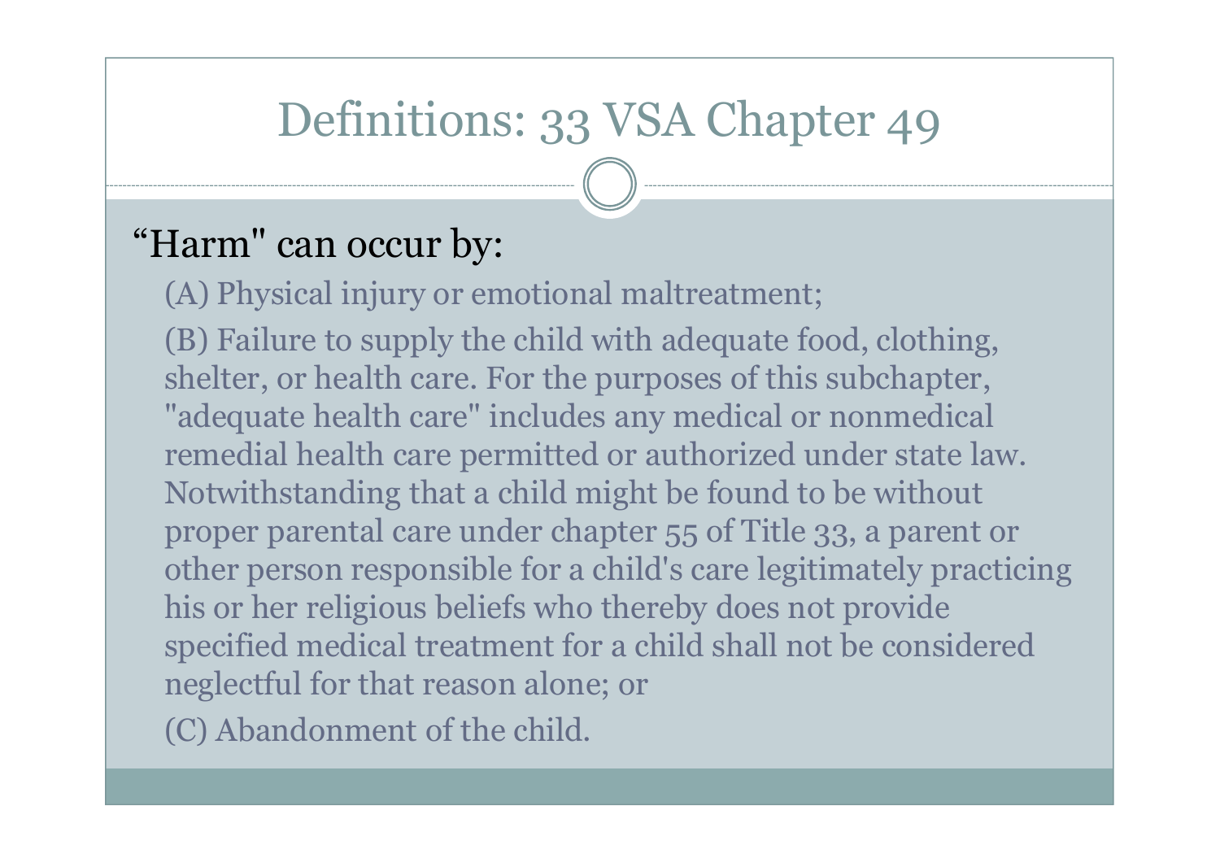# Definitions: 33 VSA Chapter 49

"Harm" can occur by:

(A) Physical injury or emotional maltreatment;

(B) Failure to supply the child with adequate food, clothing, shelter, or health care. For the purposes of this subchapter, "adequate health care" includes any medical or nonmedical remedial health care permitted or authorized under state law. Notwithstanding that a child might be found to be without proper parental care under chapter 55 of Title 33, a parent or other person responsible for a child's care legitimately practicing his or her religious beliefs who thereby does not provide specified medical treatment for a child shall not be considered neglectful for that reason alone; or

(C) Abandonment of the child.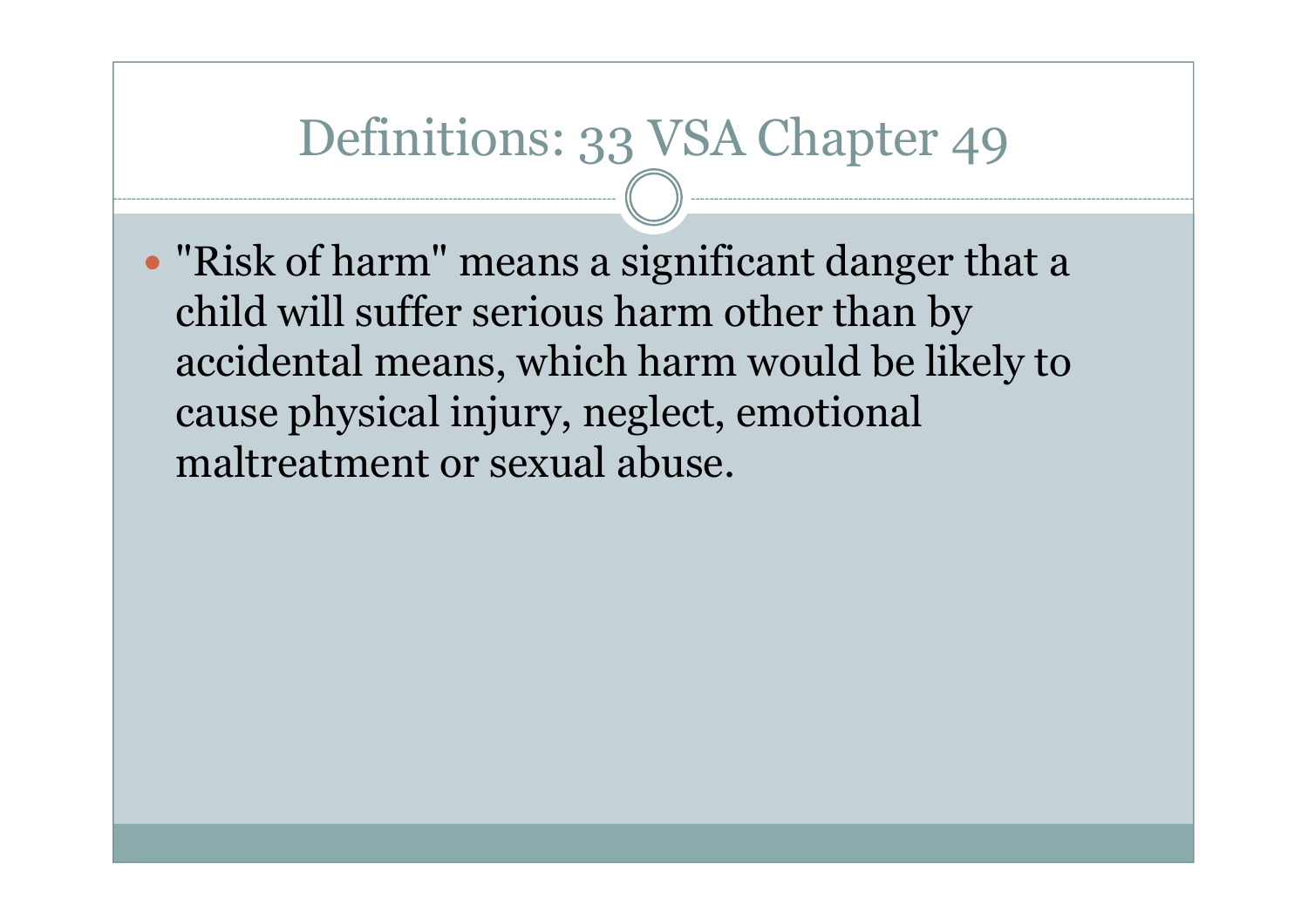# Definitions: 33 VSA Chapter 49

- "Risk of harm" means a significant danger that a child will suffer serious harm other than by accidental means, which harm would be likely to cause physical injury, neglect, emotional maltreatment or sexual abuse.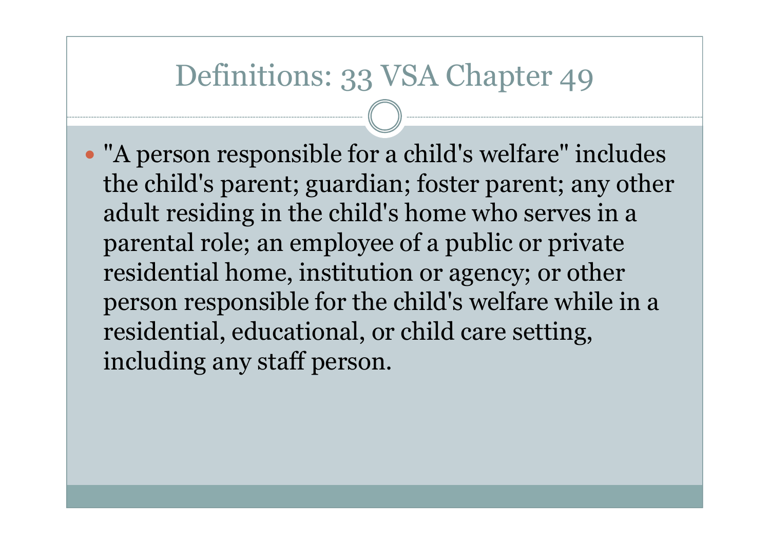# Definitions: 33 VSA Chapter 49

- "A person responsible for a child's welfare" includes the child's parent; guardian; foster parent; any other adult residing in the child's home who serves in a parental role; an employee of a public or private residential home, institution or agency; or other person responsible for the child's welfare while in a residential, educational, or child care setting, including any staff person.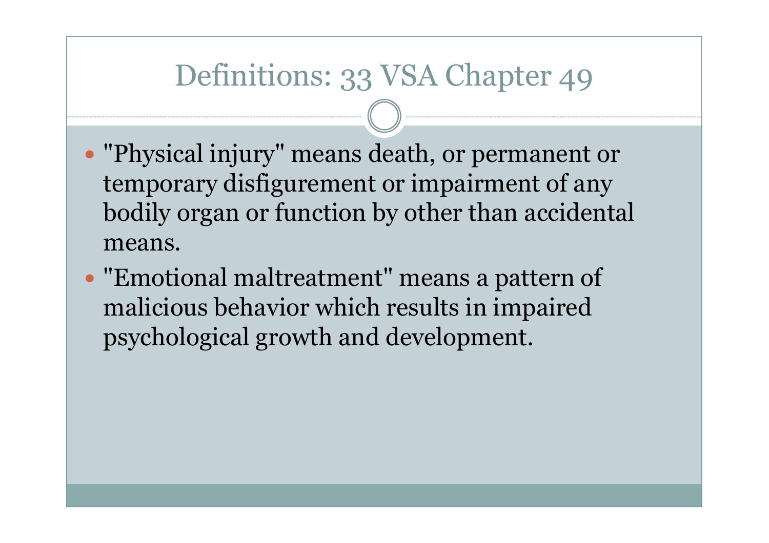# Definitions: 33 VSA Chapter 49

- "Physical injury" means death, or permanent or temporary disfigurement or impairment of any bodily organ or function by other than accidental means.
- "Emotional maltreatment" means a pattern of malicious behavior which results in impaired psychological growth and development.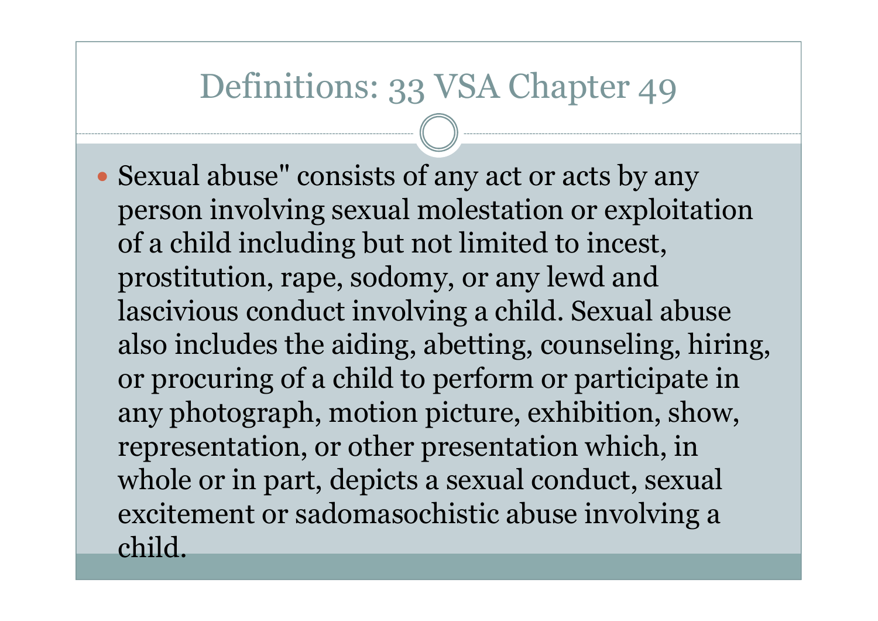# Definitions: 33 VSA Chapter 49

- Sexual abuse" consists of any act or acts by any person involving sexual molestation or exploitation of a child including but not limited to incest, prostitution, rape, sodomy, or any lewd and lascivious conduct involving a child. Sexual abuse also includes the aiding, abetting, counseling, hiring, or procuring of a child to perform or participate in any photograph, motion picture, exhibition, show, representation, or other presentation which, in whole or in part, depicts a sexual conduct, sexual excitement or sadomasochistic abuse involving a child.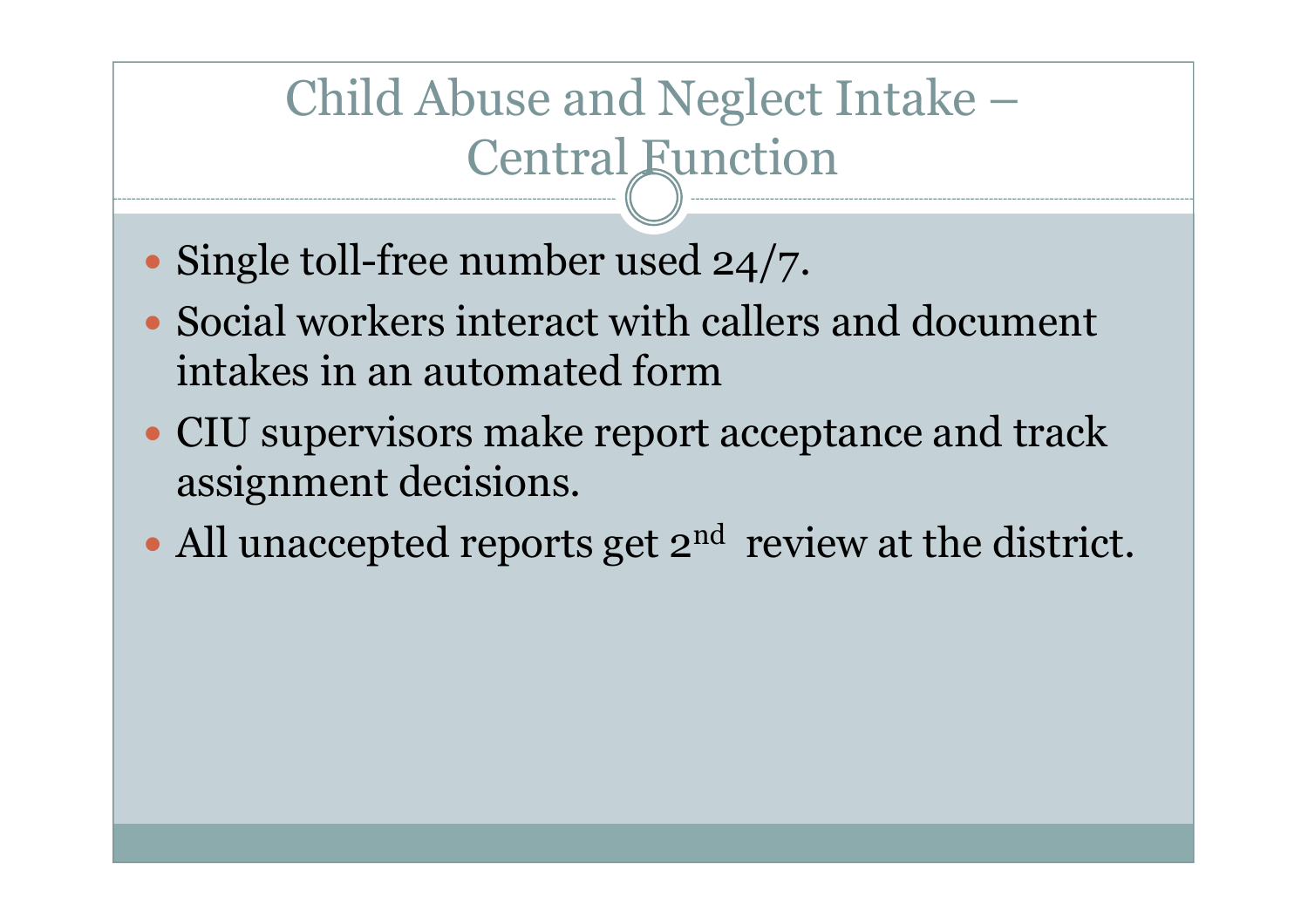# Child Abuse and Neglect Intake – Central Function

- Single toll-free number used 24/7.
- Social workers interact with callers and document intakes in an automated form
- CIU supervisors make report acceptance and track assignment decisions.
- All unaccepted reports get 2nd review at the district.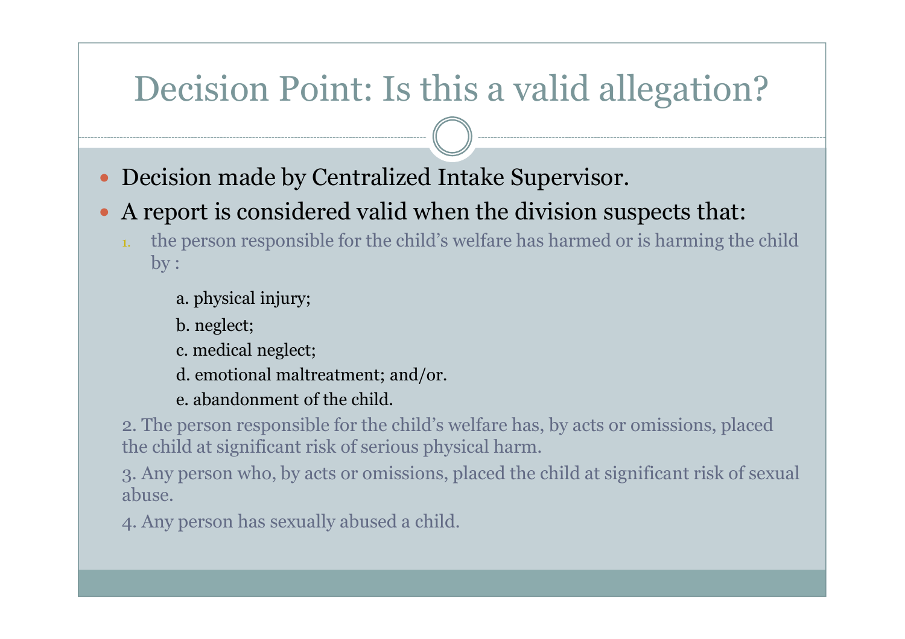# Decision Point: Is this a valid allegation?

- Decision made by Centralized Intake Supervisor.
- A report is considered valid when the division suspects that:
  1. the person responsible for the child's welfare has harmed or is harming the child by :

     a. physical injury;

     b. neglect;

     c. medical neglect;

     d. emotional maltreatment; and/or.

     e. abandonment of the child.

  2. The person responsible for the child's welfare has, by acts or omissions, placed the child at significant risk of serious physical harm.

  3. Any person who, by acts or omissions, placed the child at significant risk of sexual abuse.

  4. Any person has sexually abused a child.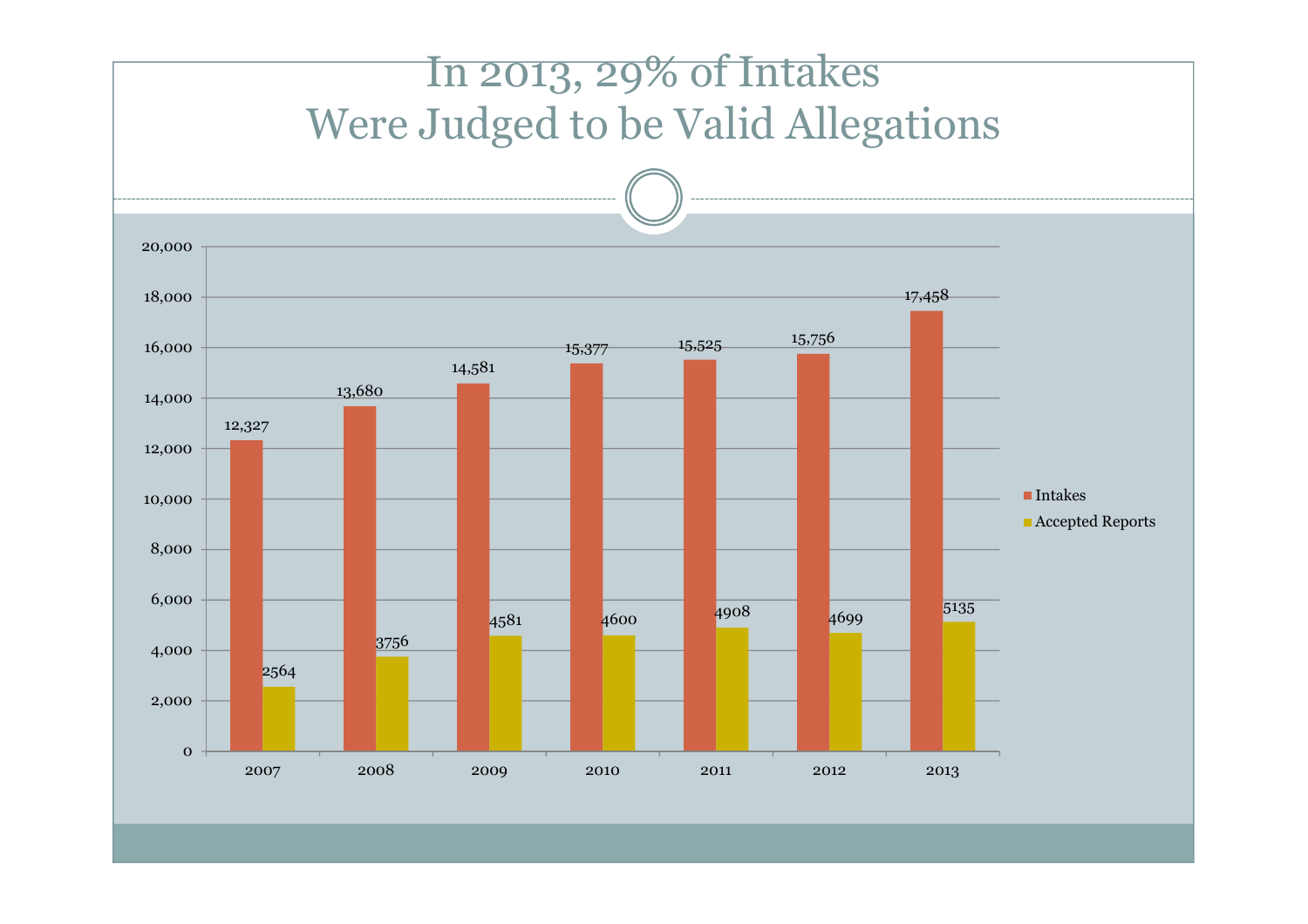# In 2013, 29% of Intakes Were Judged to be Valid Allegations

20,000
18,000
16,000
14,000
12,000
10,000
8,000
6,000
4,000
2,000
0

2007 2008 2009 2010 2011 2012 2013

12,327 13,680 14,581 15,377 15,525 15,756 17,458

2564 3756 4581 4600 4908 4699 5135

Intakes
Accepted Reports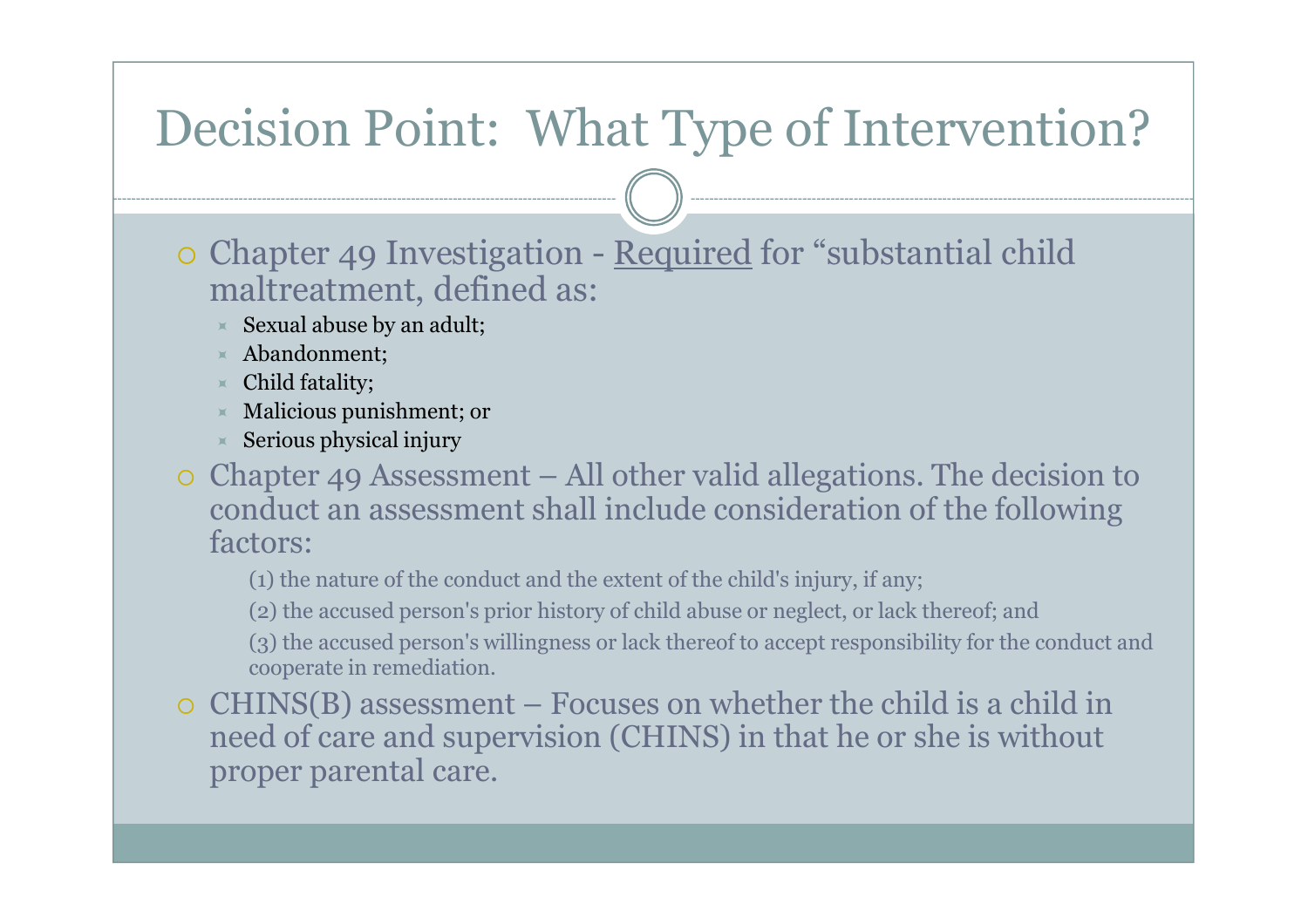# Decision Point: What Type of Intervention?

- Chapter 49 Investigation - <u>Required</u> for "substantial child maltreatment, defined as:
  - Sexual abuse by an adult;
  - Abandonment;
  - Child fatality;
  - Malicious punishment; or
  - Serious physical injury
- Chapter 49 Assessment – All other valid allegations. The decision to conduct an assessment shall include consideration of the following factors:
  - (1) the nature of the conduct and the extent of the child's injury, if any;
  - (2) the accused person's prior history of child abuse or neglect, or lack thereof; and
  - (3) the accused person's willingness or lack thereof to accept responsibility for the conduct and cooperate in remediation.
- CHINS(B) assessment – Focuses on whether the child is a child in need of care and supervision (CHINS) in that he or she is without proper parental care.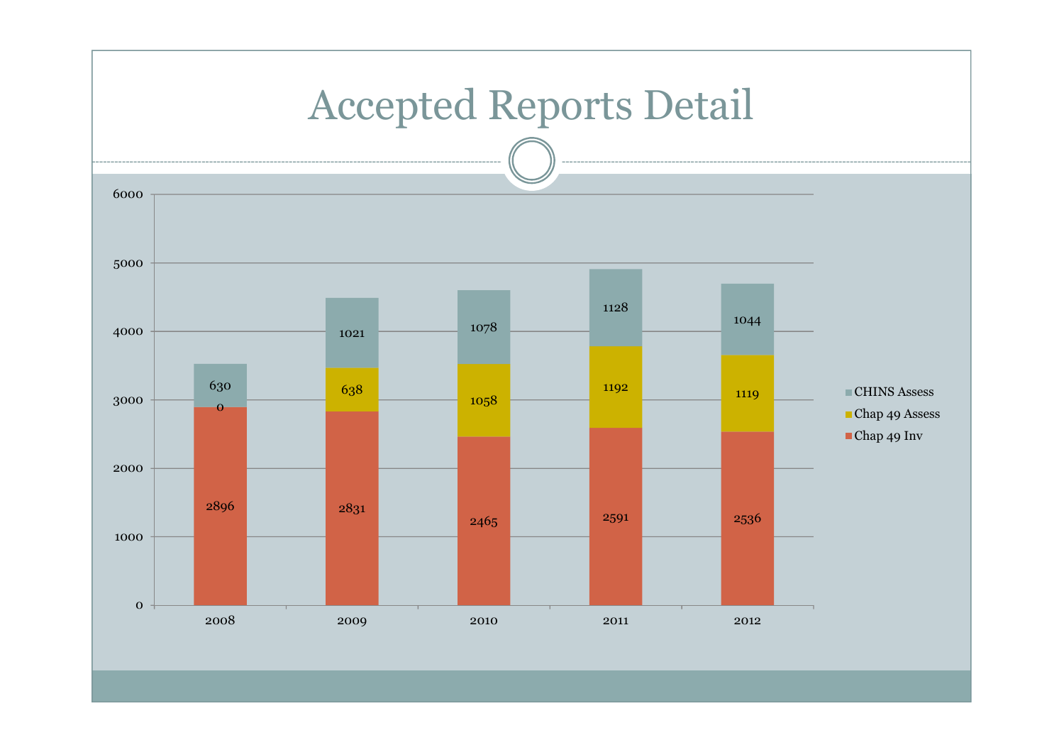# Accepted Reports Detail

6000
5000
4000
3000
2000
1000
0

2008
2009
2010
2011
2012

630
0
2896

1021
638
2831

1078
1058
2465

1128
1192
2591

1044
1119
2536

CHINS Assess
Chap 49 Assess
Chap 49 Inv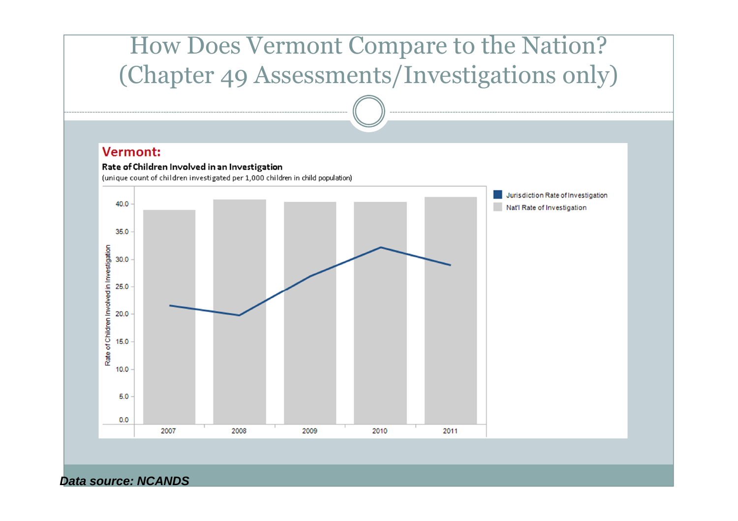# How Does Vermont Compare to the Nation? (Chapter 49 Assessments/Investigations only)

**Vermont:**

**Rate of Children Involved in an Investigation**

(unique count of children investigated per 1,000 children in child population)

Rate of Children Involved in Investigation

40.0
35.0
30.0
25.0
20.0
15.0
10.0
5.0
0.0

2007
2008
2009
2010
2011

Jurisdiction Rate of Investigation

Nat'l Rate of Investigation

***Data source: NCANDS***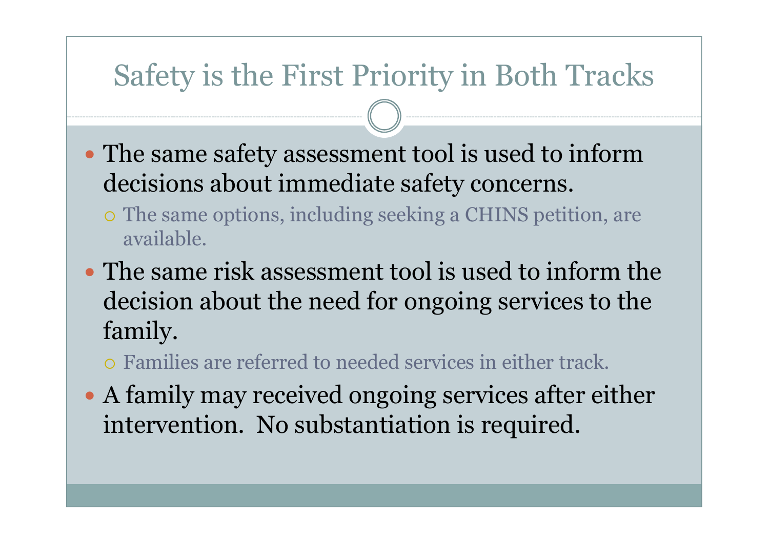# Safety is the First Priority in Both Tracks

- The same safety assessment tool is used to inform decisions about immediate safety concerns.
  - The same options, including seeking a CHINS petition, are available.
- The same risk assessment tool is used to inform the decision about the need for ongoing services to the family.
  - Families are referred to needed services in either track.
- A family may received ongoing services after either intervention. No substantiation is required.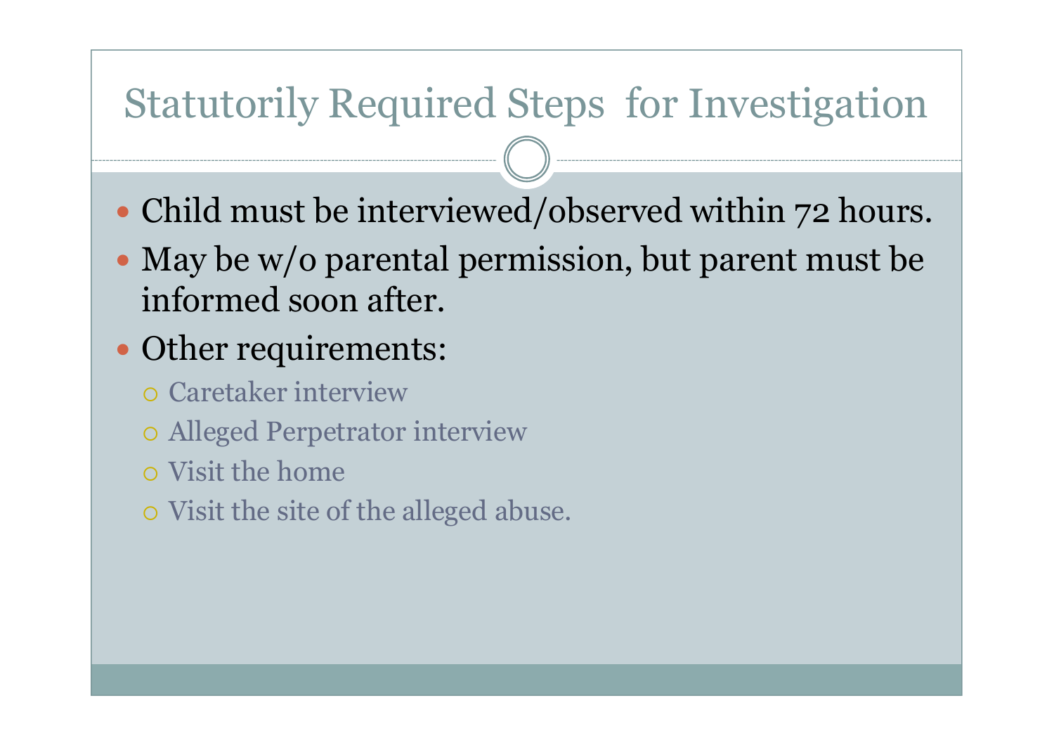# Statutorily Required Steps for Investigation

- Child must be interviewed/observed within 72 hours.
- May be w/o parental permission, but parent must be informed soon after.
- Other requirements:
  - Caretaker interview
  - Alleged Perpetrator interview
  - Visit the home
  - Visit the site of the alleged abuse.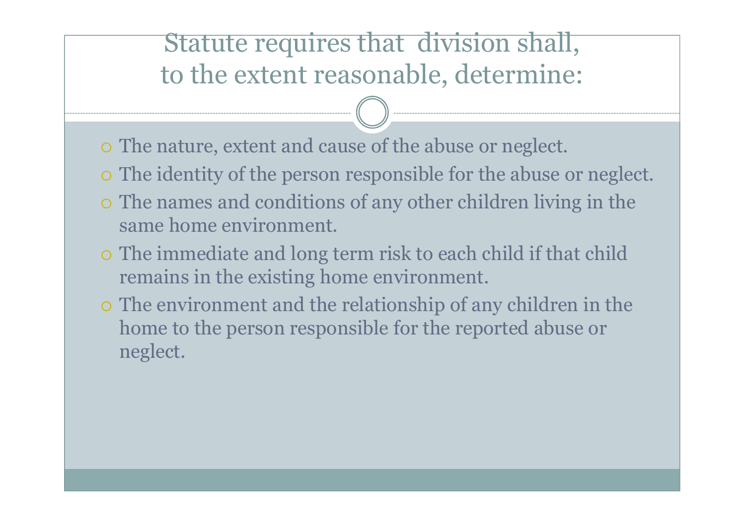# Statute requires that division shall, to the extent reasonable, determine:

- The nature, extent and cause of the abuse or neglect.
- The identity of the person responsible for the abuse or neglect.
- The names and conditions of any other children living in the same home environment.
- The immediate and long term risk to each child if that child remains in the existing home environment.
- The environment and the relationship of any children in the home to the person responsible for the reported abuse or neglect.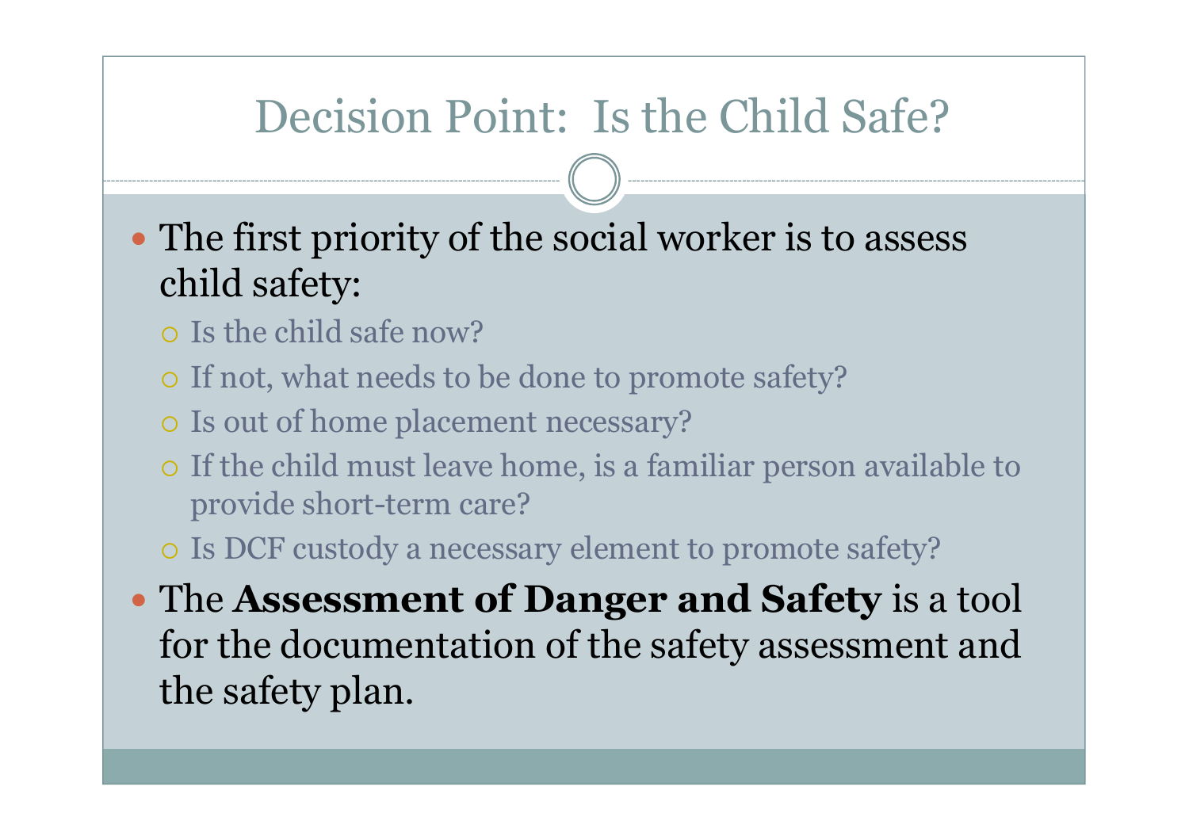# Decision Point: Is the Child Safe?

- The first priority of the social worker is to assess child safety:
  - Is the child safe now?
  - If not, what needs to be done to promote safety?
  - Is out of home placement necessary?
  - If the child must leave home, is a familiar person available to provide short-term care?
  - Is DCF custody a necessary element to promote safety?
- The **Assessment of Danger and Safety** is a tool for the documentation of the safety assessment and the safety plan.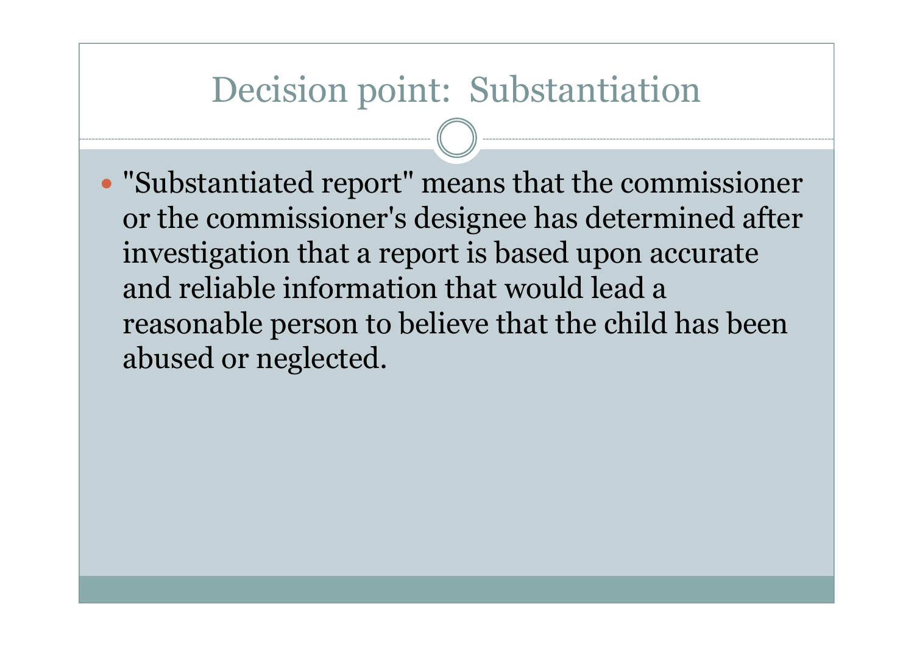# Decision point: Substantiation

- "Substantiated report" means that the commissioner or the commissioner's designee has determined after investigation that a report is based upon accurate and reliable information that would lead a reasonable person to believe that the child has been abused or neglected.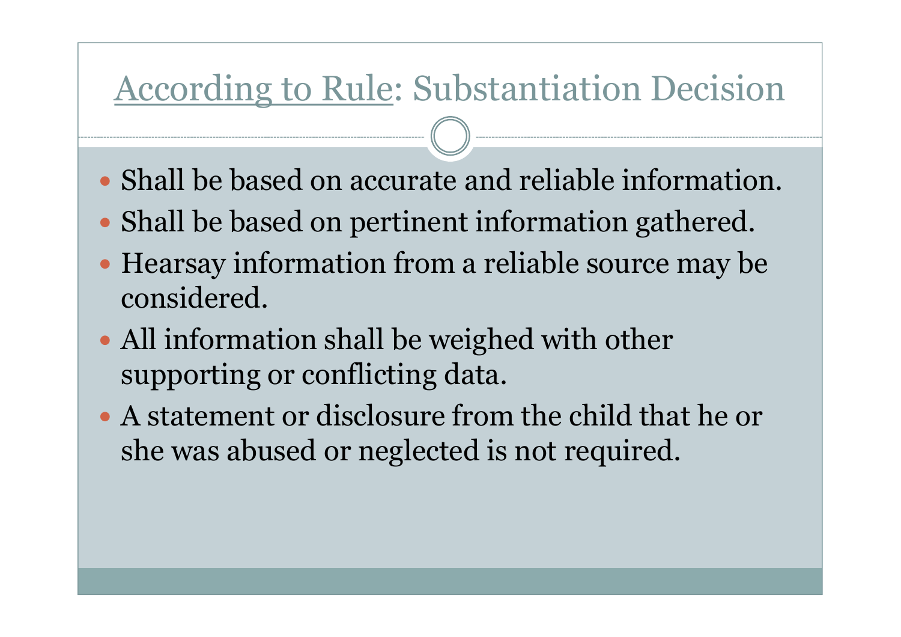# According to Rule: Substantiation Decision

- Shall be based on accurate and reliable information.
- Shall be based on pertinent information gathered.
- Hearsay information from a reliable source may be considered.
- All information shall be weighed with other supporting or conflicting data.
- A statement or disclosure from the child that he or she was abused or neglected is not required.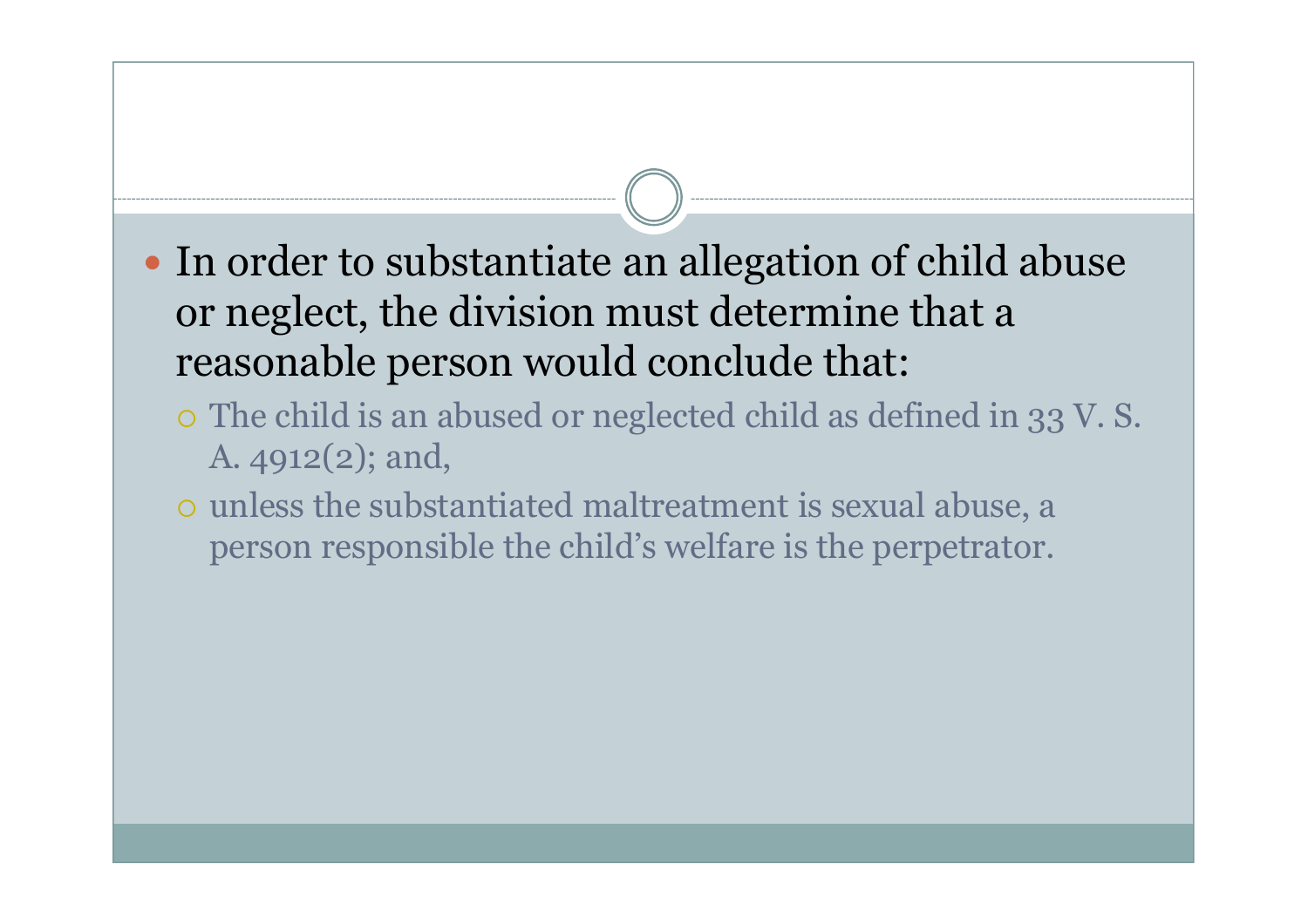- In order to substantiate an allegation of child abuse or neglect, the division must determine that a reasonable person would conclude that:
  - The child is an abused or neglected child as defined in 33 V. S. A. 4912(2); and,
  - unless the substantiated maltreatment is sexual abuse, a person responsible the child's welfare is the perpetrator.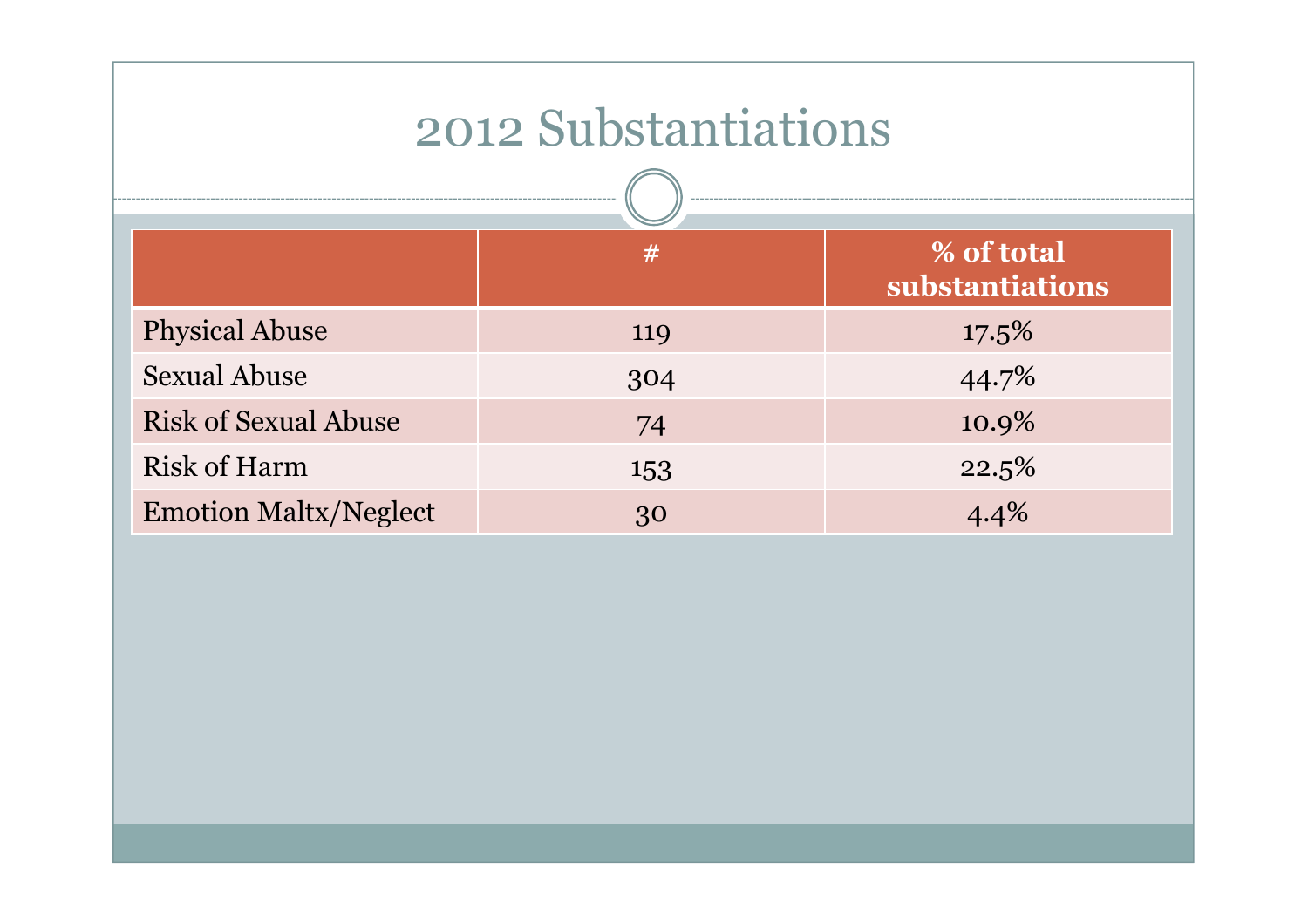# 2012 Substantiations

| | # | % of total substantiations |
|---|---|---|
| Physical Abuse | 119 | 17.5% |
| Sexual Abuse | 304 | 44.7% |
| Risk of Sexual Abuse | 74 | 10.9% |
| Risk of Harm | 153 | 22.5% |
| Emotion Maltx/Neglect | 30 | 4.4% |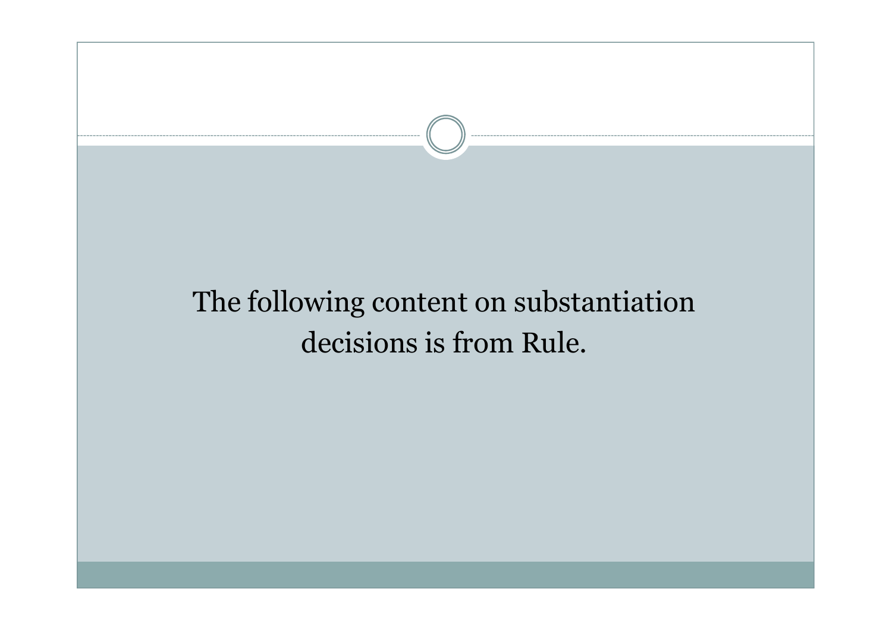The following content on substantiation decisions is from Rule.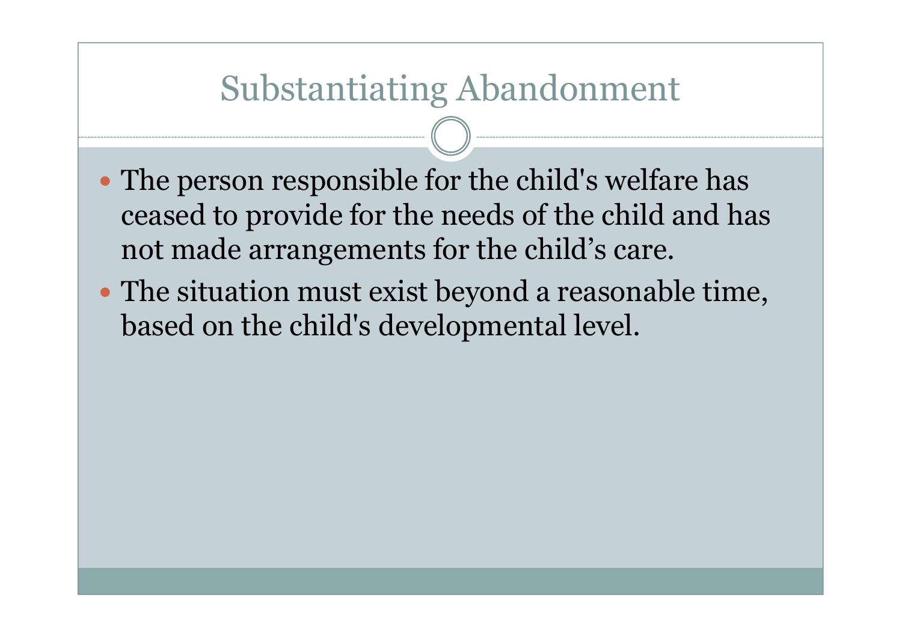# Substantiating Abandonment

- The person responsible for the child's welfare has ceased to provide for the needs of the child and has not made arrangements for the child’s care.
- The situation must exist beyond a reasonable time, based on the child's developmental level.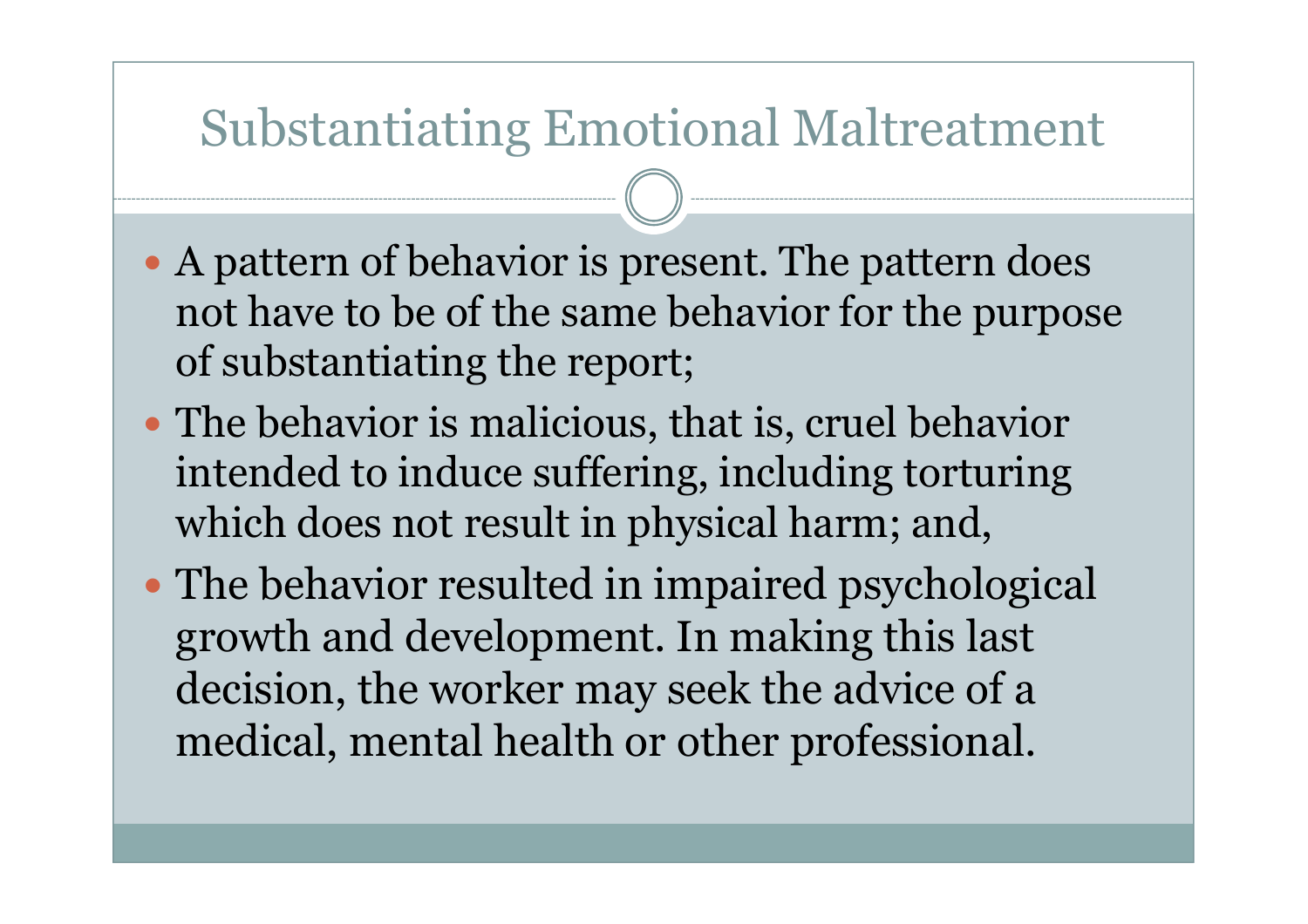# Substantiating Emotional Maltreatment

- A pattern of behavior is present. The pattern does not have to be of the same behavior for the purpose of substantiating the report;
- The behavior is malicious, that is, cruel behavior intended to induce suffering, including torturing which does not result in physical harm; and,
- The behavior resulted in impaired psychological growth and development. In making this last decision, the worker may seek the advice of a medical, mental health or other professional.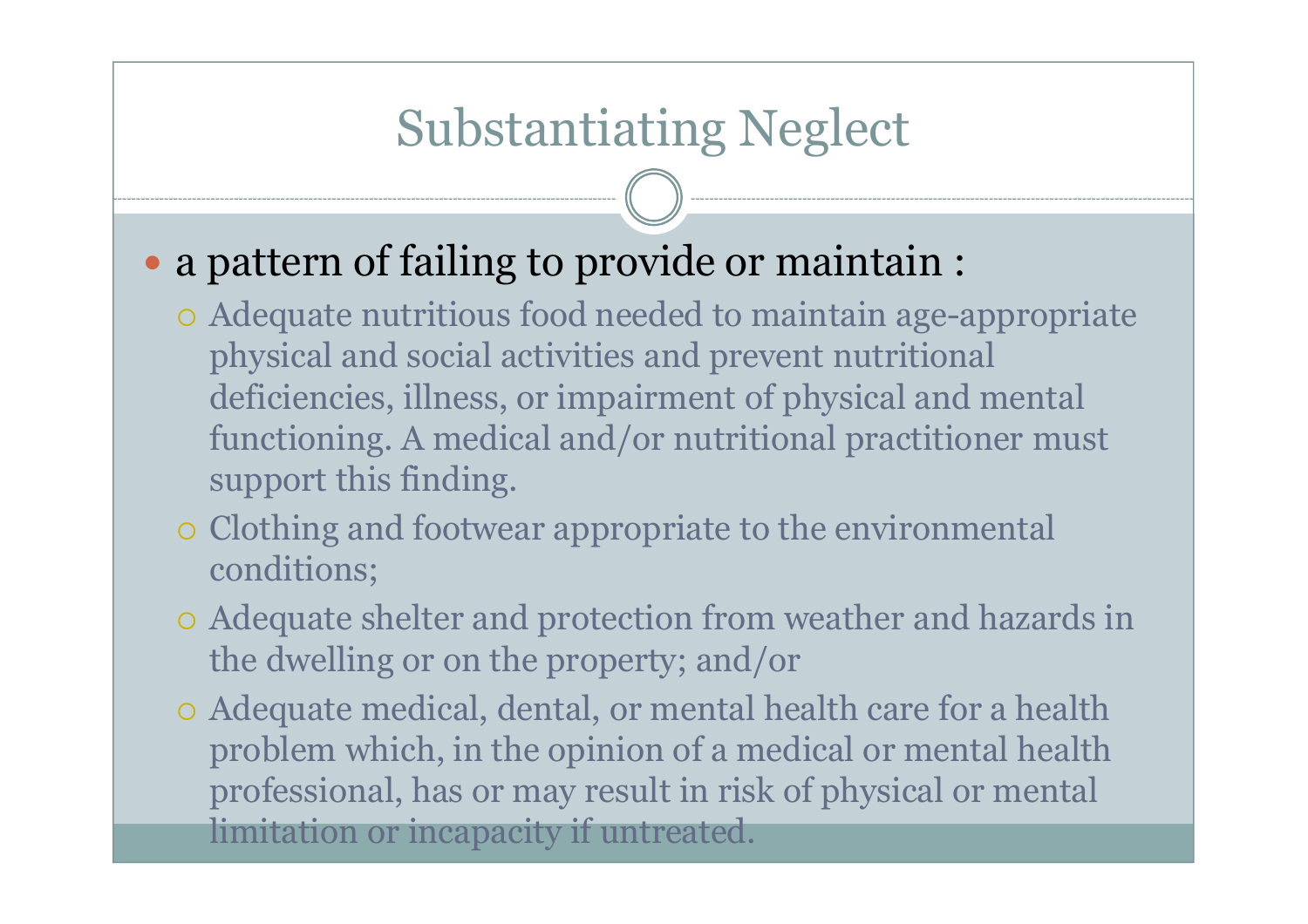# Substantiating Neglect

- a pattern of failing to provide or maintain :
  - Adequate nutritious food needed to maintain age-appropriate physical and social activities and prevent nutritional deficiencies, illness, or impairment of physical and mental functioning. A medical and/or nutritional practitioner must support this finding.
  - Clothing and footwear appropriate to the environmental conditions;
  - Adequate shelter and protection from weather and hazards in the dwelling or on the property; and/or
  - Adequate medical, dental, or mental health care for a health problem which, in the opinion of a medical or mental health professional, has or may result in risk of physical or mental limitation or incapacity if untreated.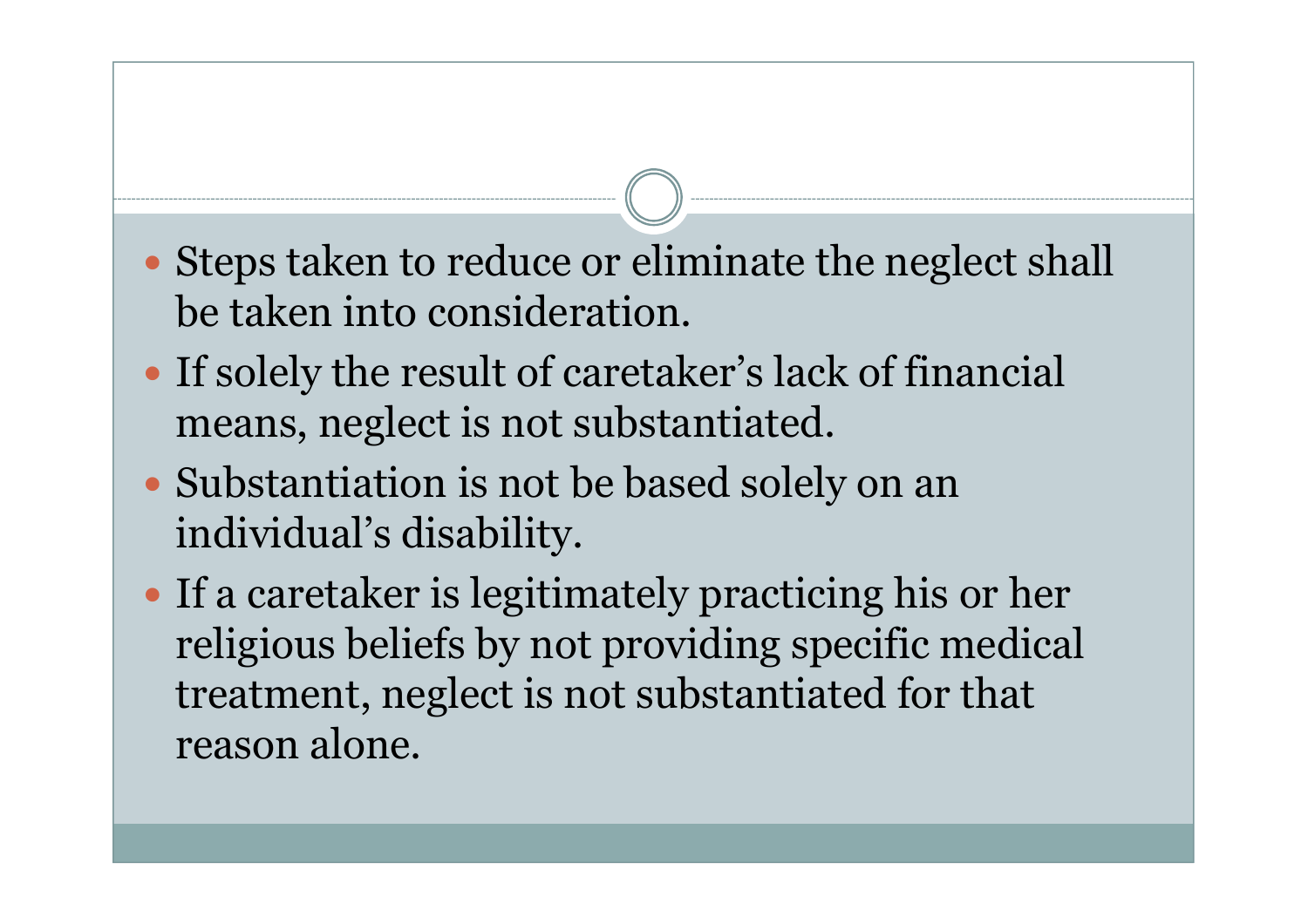- Steps taken to reduce or eliminate the neglect shall be taken into consideration.
- If solely the result of caretaker’s lack of financial means, neglect is not substantiated.
- Substantiation is not be based solely on an individual’s disability.
- If a caretaker is legitimately practicing his or her religious beliefs by not providing specific medical treatment, neglect is not substantiated for that reason alone.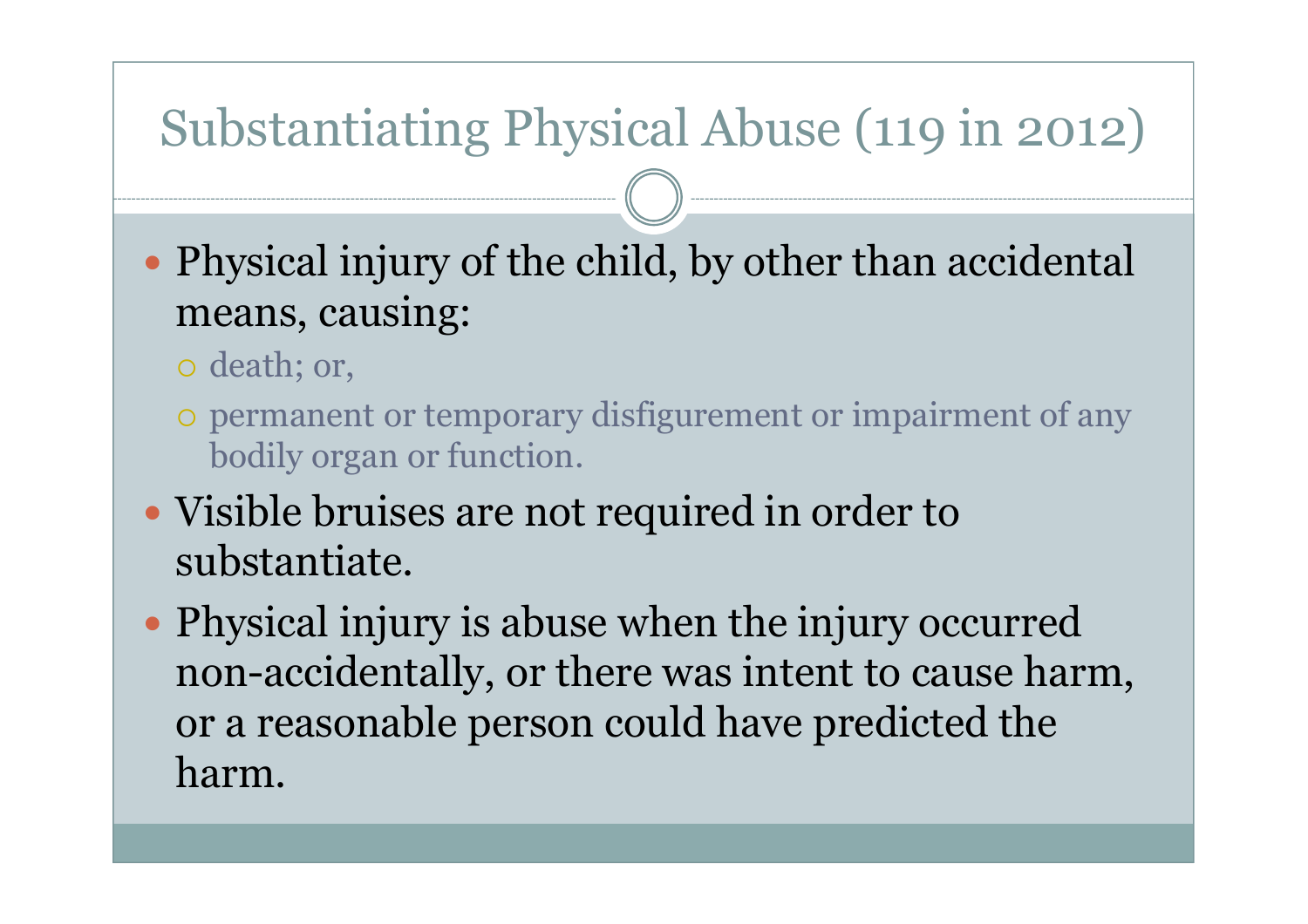# Substantiating Physical Abuse (119 in 2012)

- Physical injury of the child, by other than accidental means, causing:
  - death; or,
  - permanent or temporary disfigurement or impairment of any bodily organ or function.
- Visible bruises are not required in order to substantiate.
- Physical injury is abuse when the injury occurred non-accidentally, or there was intent to cause harm, or a reasonable person could have predicted the harm.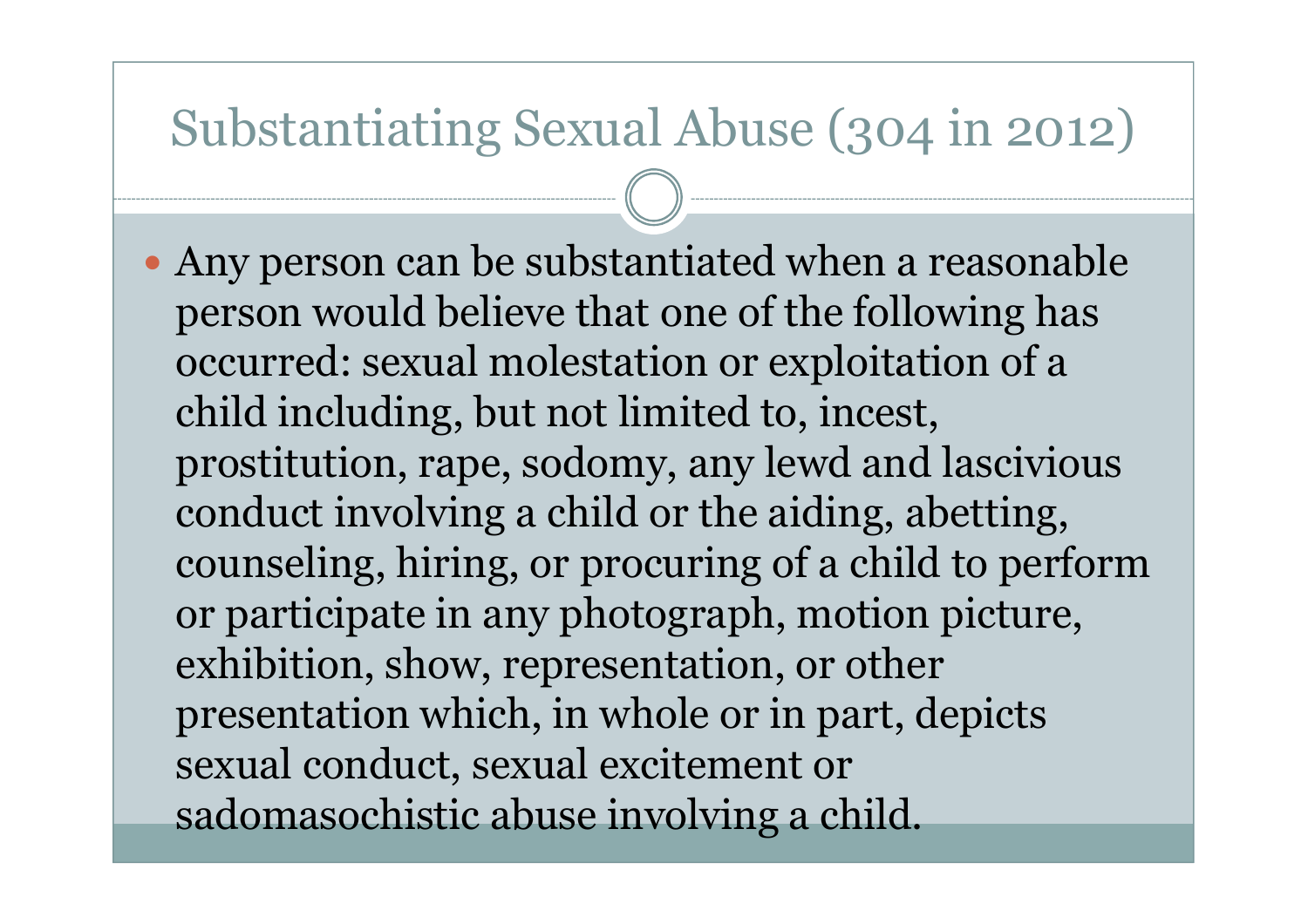# Substantiating Sexual Abuse (304 in 2012)

- Any person can be substantiated when a reasonable person would believe that one of the following has occurred: sexual molestation or exploitation of a child including, but not limited to, incest, prostitution, rape, sodomy, any lewd and lascivious conduct involving a child or the aiding, abetting, counseling, hiring, or procuring of a child to perform or participate in any photograph, motion picture, exhibition, show, representation, or other presentation which, in whole or in part, depicts sexual conduct, sexual excitement or sadomasochistic abuse involving a child.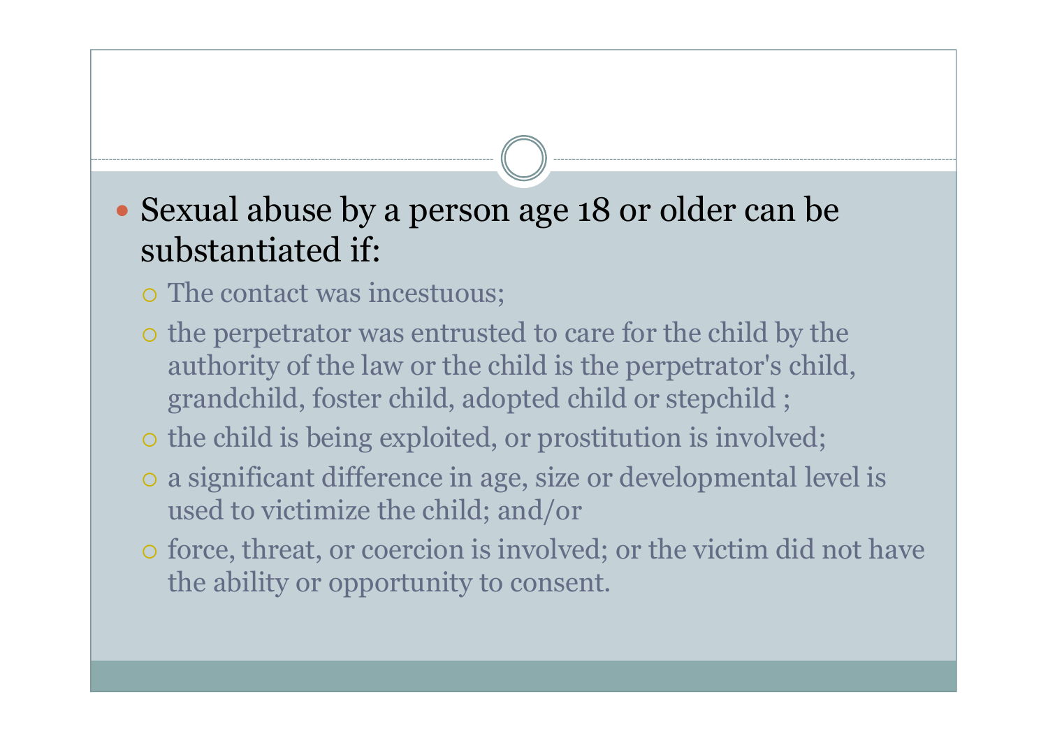- Sexual abuse by a person age 18 or older can be substantiated if:
  - The contact was incestuous;
  - the perpetrator was entrusted to care for the child by the authority of the law or the child is the perpetrator's child, grandchild, foster child, adopted child or stepchild ;
  - the child is being exploited, or prostitution is involved;
  - a significant difference in age, size or developmental level is used to victimize the child; and/or
  - force, threat, or coercion is involved; or the victim did not have the ability or opportunity to consent.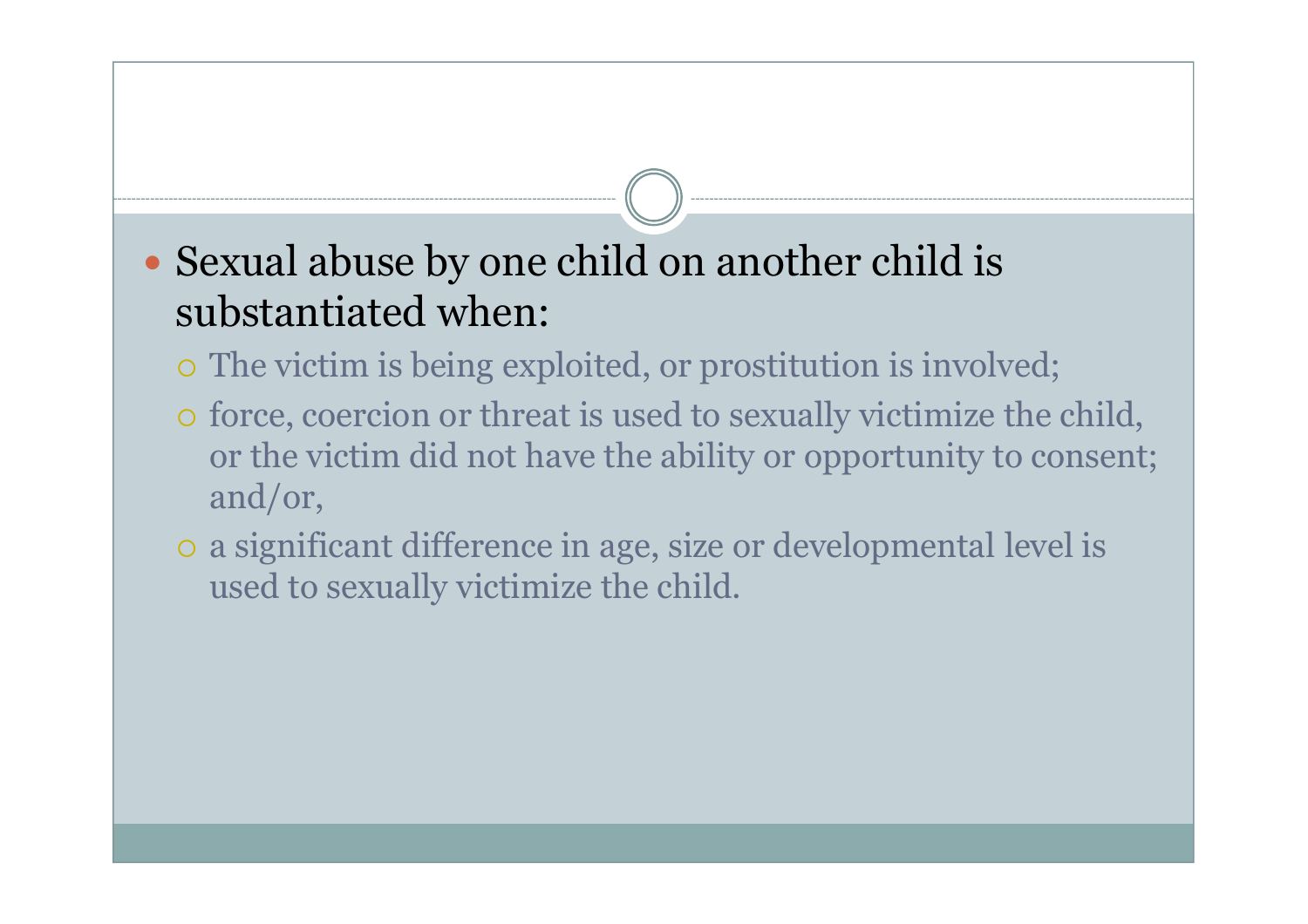- Sexual abuse by one child on another child is substantiated when:
  - The victim is being exploited, or prostitution is involved;
  - force, coercion or threat is used to sexually victimize the child, or the victim did not have the ability or opportunity to consent; and/or,
  - a significant difference in age, size or developmental level is used to sexually victimize the child.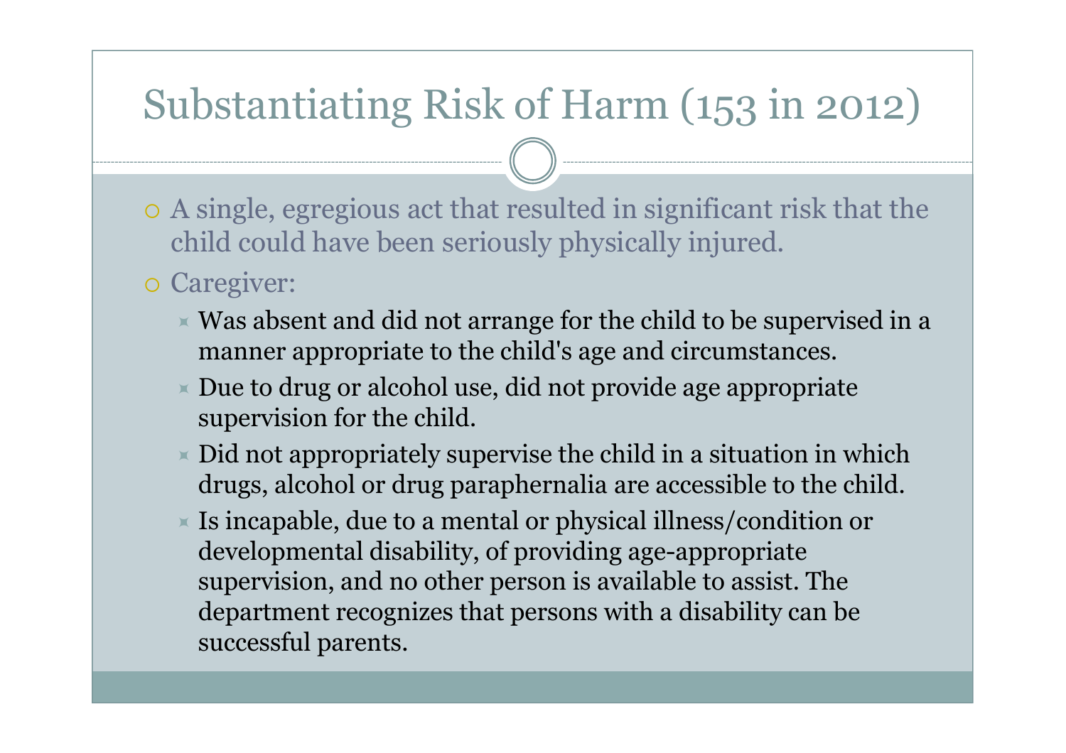# Substantiating Risk of Harm (153 in 2012)

- A single, egregious act that resulted in significant risk that the child could have been seriously physically injured.
- Caregiver:
  - Was absent and did not arrange for the child to be supervised in a manner appropriate to the child's age and circumstances.
  - Due to drug or alcohol use, did not provide age appropriate supervision for the child.
  - Did not appropriately supervise the child in a situation in which drugs, alcohol or drug paraphernalia are accessible to the child.
  - Is incapable, due to a mental or physical illness/condition or developmental disability, of providing age-appropriate supervision, and no other person is available to assist. The department recognizes that persons with a disability can be successful parents.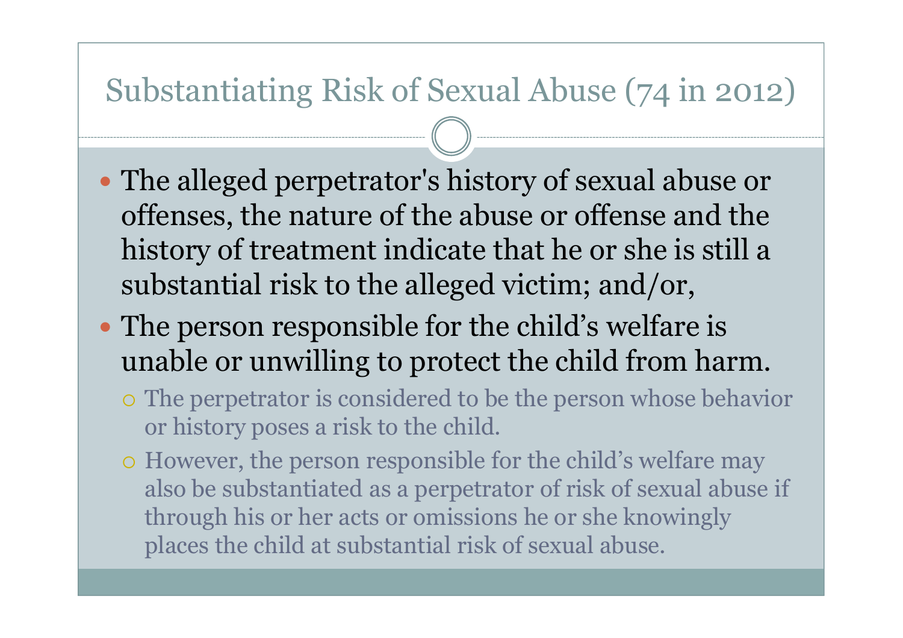# Substantiating Risk of Sexual Abuse (74 in 2012)

- The alleged perpetrator's history of sexual abuse or offenses, the nature of the abuse or offense and the history of treatment indicate that he or she is still a substantial risk to the alleged victim; and/or,
- The person responsible for the child's welfare is unable or unwilling to protect the child from harm.
  - The perpetrator is considered to be the person whose behavior or history poses a risk to the child.
  - However, the person responsible for the child's welfare may also be substantiated as a perpetrator of risk of sexual abuse if through his or her acts or omissions he or she knowingly places the child at substantial risk of sexual abuse.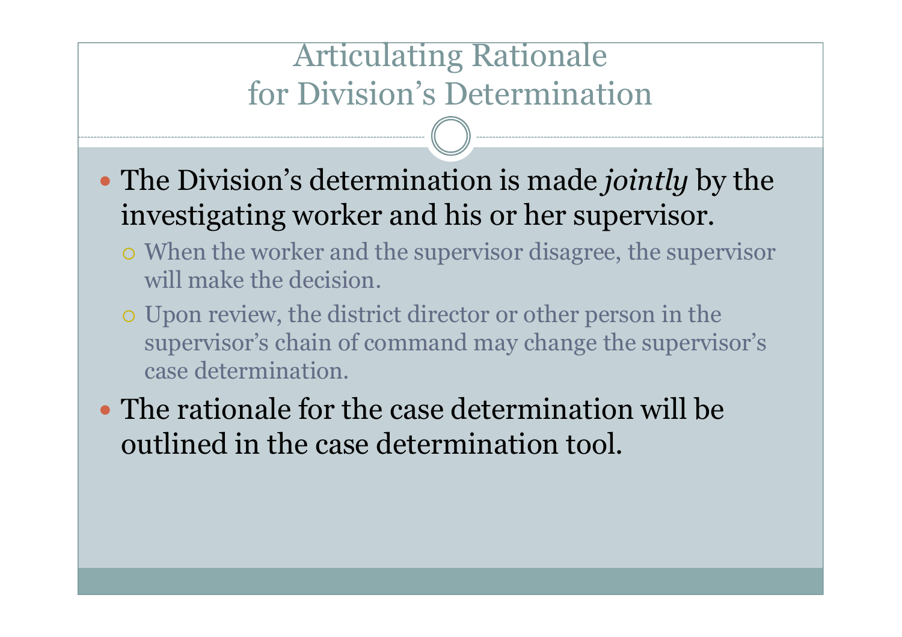# Articulating Rationale for Division's Determination

- The Division's determination is made *jointly* by the investigating worker and his or her supervisor.
  - When the worker and the supervisor disagree, the supervisor will make the decision.
  - Upon review, the district director or other person in the supervisor's chain of command may change the supervisor's case determination.
- The rationale for the case determination will be outlined in the case determination tool.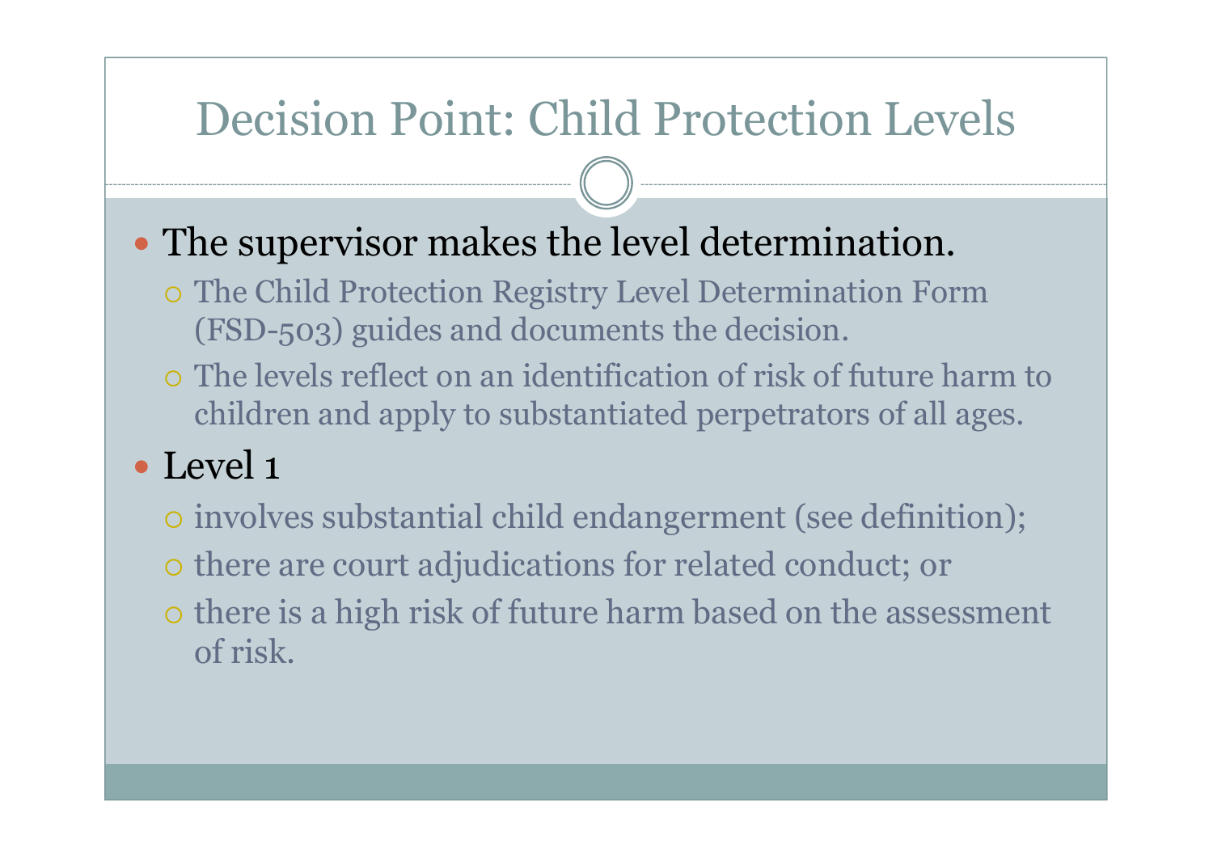# Decision Point: Child Protection Levels

- The supervisor makes the level determination.
  - The Child Protection Registry Level Determination Form (FSD-503) guides and documents the decision.
  - The levels reflect on an identification of risk of future harm to children and apply to substantiated perpetrators of all ages.
- Level 1
  - involves substantial child endangerment (see definition);
  - there are court adjudications for related conduct; or
  - there is a high risk of future harm based on the assessment of risk.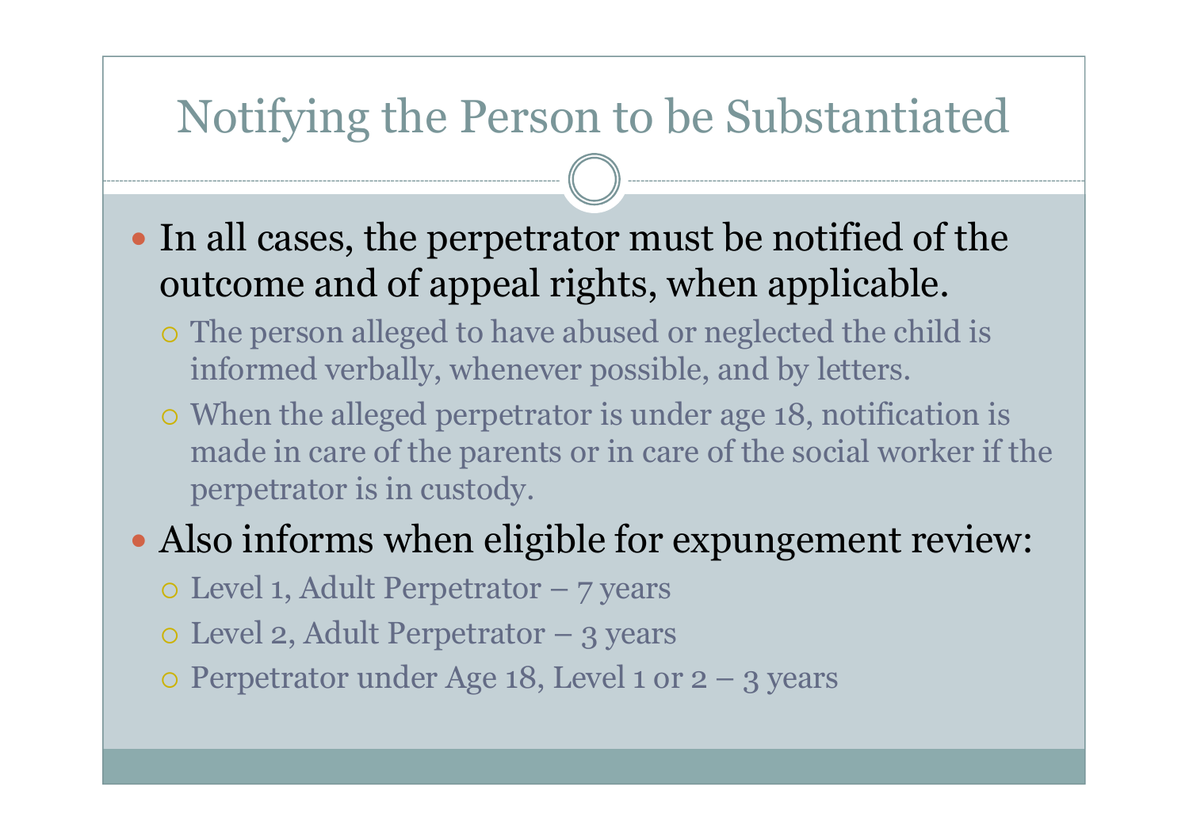# Notifying the Person to be Substantiated

- In all cases, the perpetrator must be notified of the outcome and of appeal rights, when applicable.
  - The person alleged to have abused or neglected the child is informed verbally, whenever possible, and by letters.
  - When the alleged perpetrator is under age 18, notification is made in care of the parents or in care of the social worker if the perpetrator is in custody.
- Also informs when eligible for expungement review:
  - Level 1, Adult Perpetrator – 7 years
  - Level 2, Adult Perpetrator – 3 years
  - Perpetrator under Age 18, Level 1 or 2 – 3 years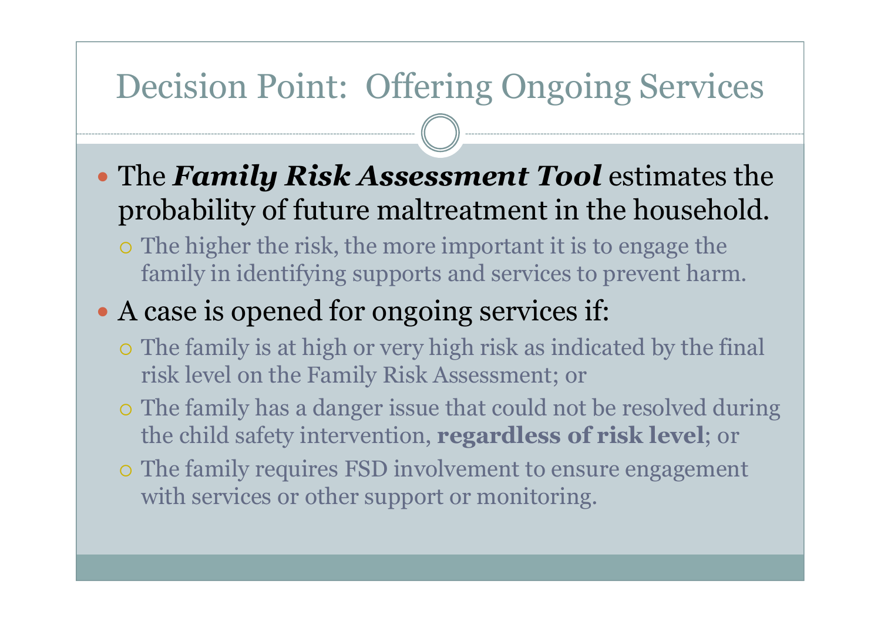# Decision Point: Offering Ongoing Services

- The ***Family Risk Assessment Tool*** estimates the probability of future maltreatment in the household.
  - The higher the risk, the more important it is to engage the family in identifying supports and services to prevent harm.
- A case is opened for ongoing services if:
  - The family is at high or very high risk as indicated by the final risk level on the Family Risk Assessment; or
  - The family has a danger issue that could not be resolved during the child safety intervention, **regardless of risk level**; or
  - The family requires FSD involvement to ensure engagement with services or other support or monitoring.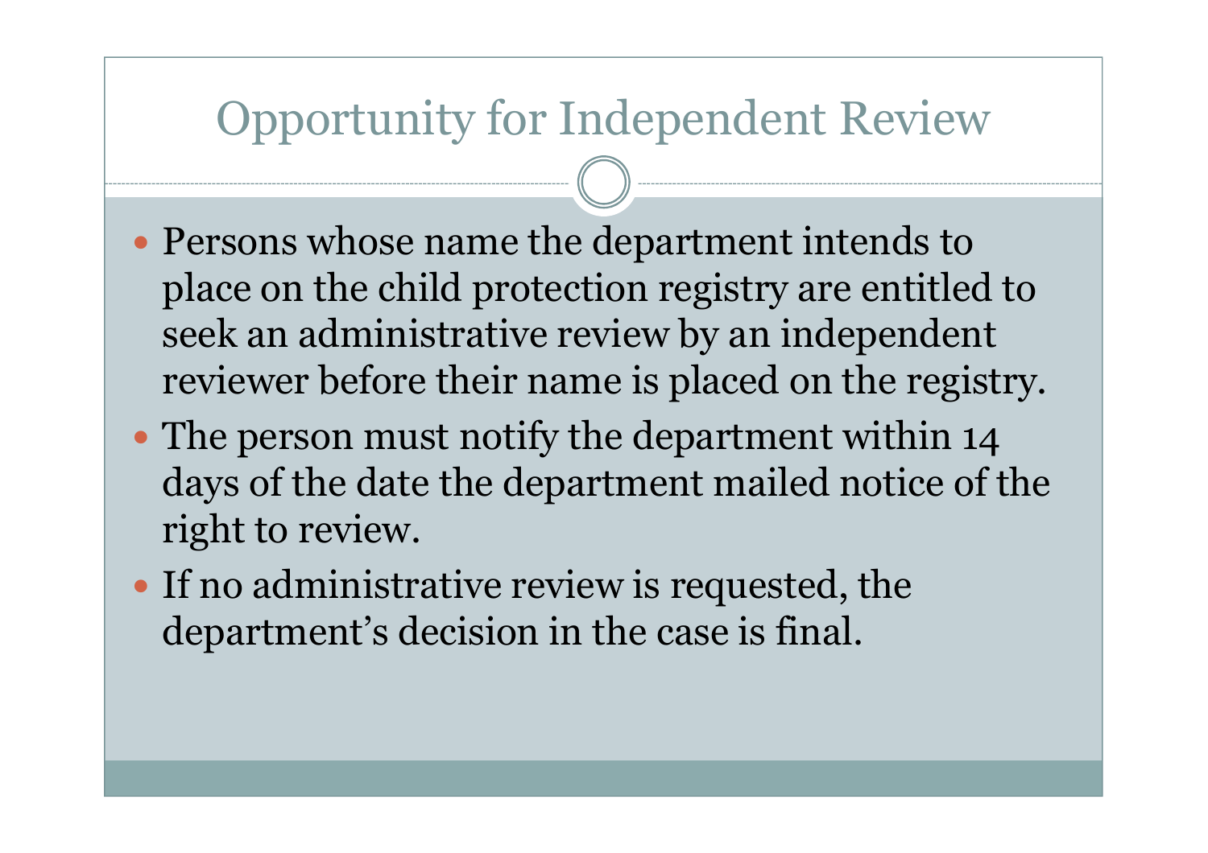# Opportunity for Independent Review

- Persons whose name the department intends to place on the child protection registry are entitled to seek an administrative review by an independent reviewer before their name is placed on the registry.
- The person must notify the department within 14 days of the date the department mailed notice of the right to review.
- If no administrative review is requested, the department's decision in the case is final.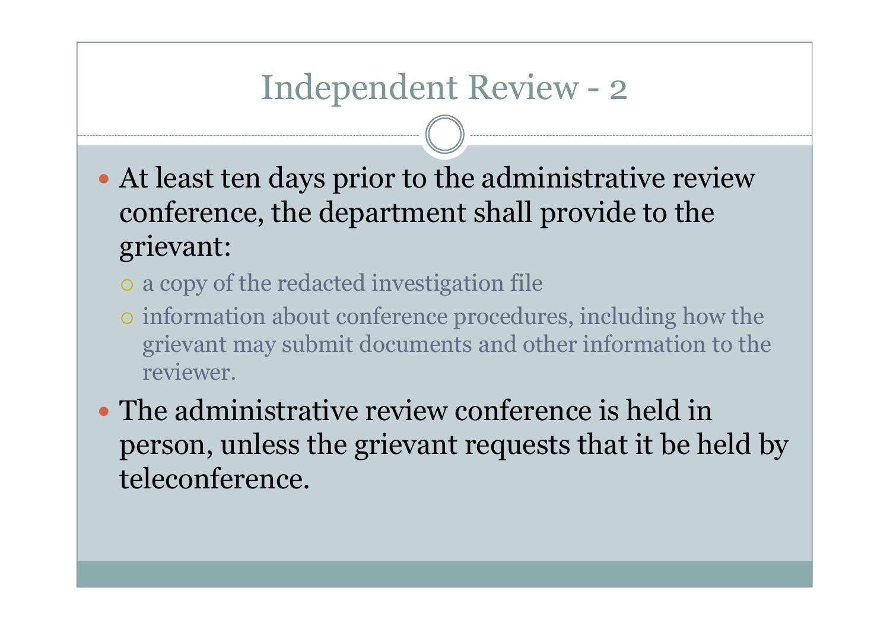# Independent Review - 2

- At least ten days prior to the administrative review conference, the department shall provide to the grievant:
  - a copy of the redacted investigation file
  - information about conference procedures, including how the grievant may submit documents and other information to the reviewer.
- The administrative review conference is held in person, unless the grievant requests that it be held by teleconference.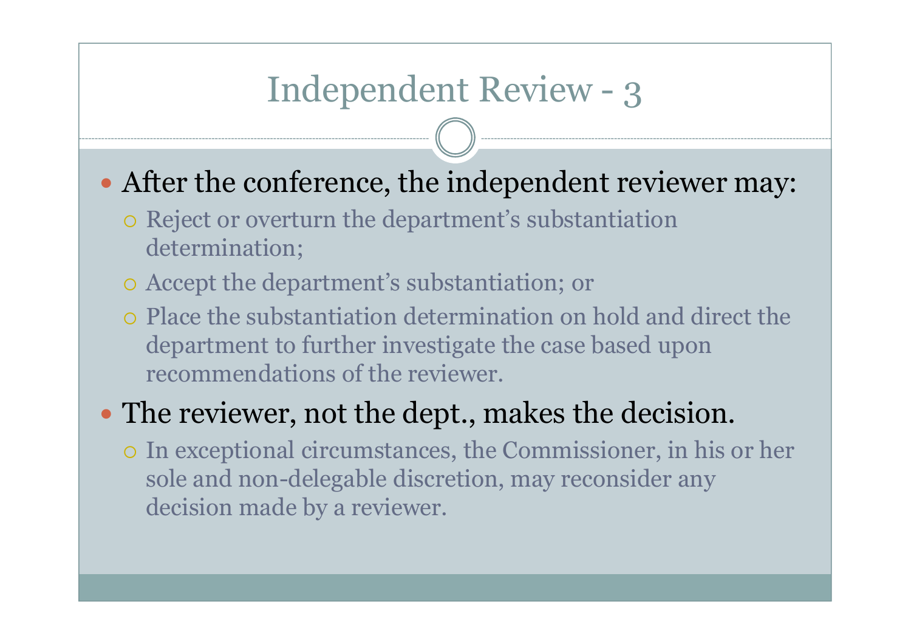# Independent Review - 3

- After the conference, the independent reviewer may:
  - Reject or overturn the department's substantiation determination;
  - Accept the department's substantiation; or
  - Place the substantiation determination on hold and direct the department to further investigate the case based upon recommendations of the reviewer.
- The reviewer, not the dept., makes the decision.
  - In exceptional circumstances, the Commissioner, in his or her sole and non-delegable discretion, may reconsider any decision made by a reviewer.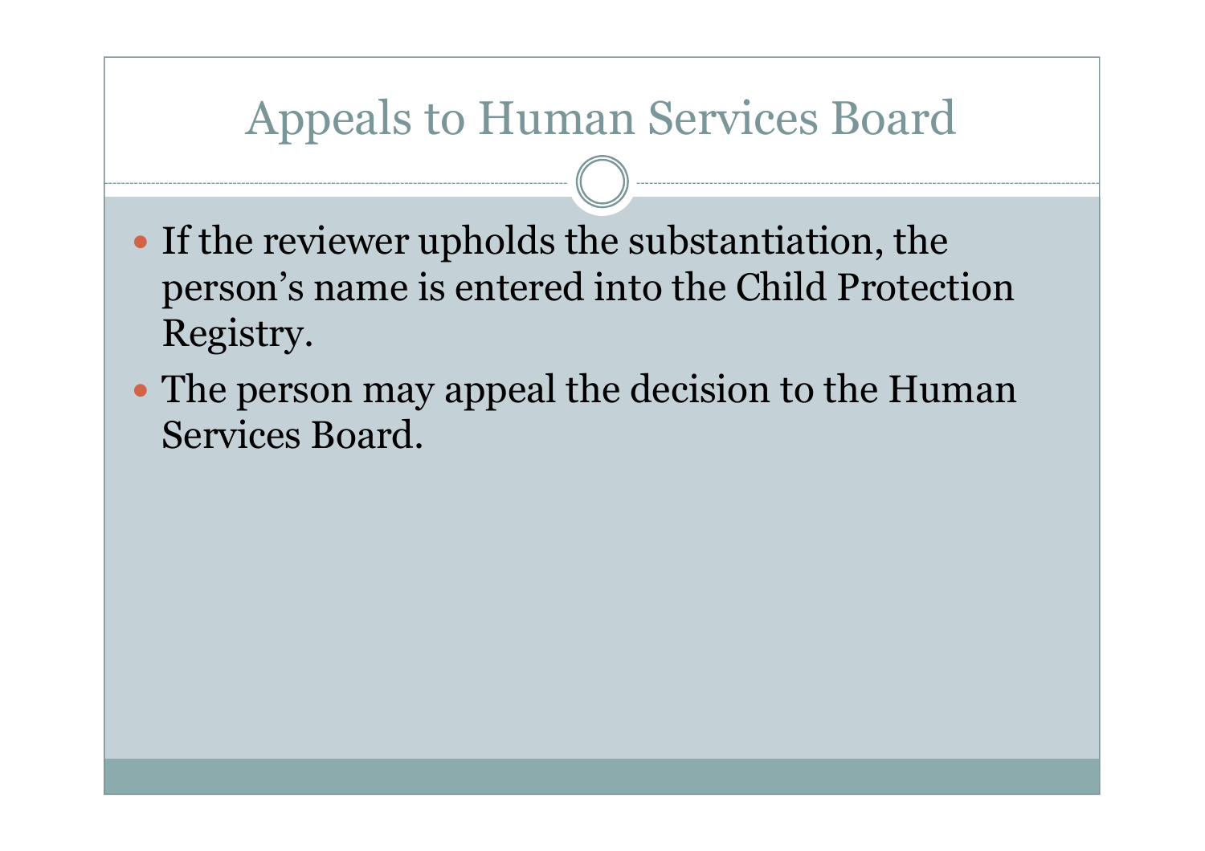# Appeals to Human Services Board

- If the reviewer upholds the substantiation, the person’s name is entered into the Child Protection Registry.
- The person may appeal the decision to the Human Services Board.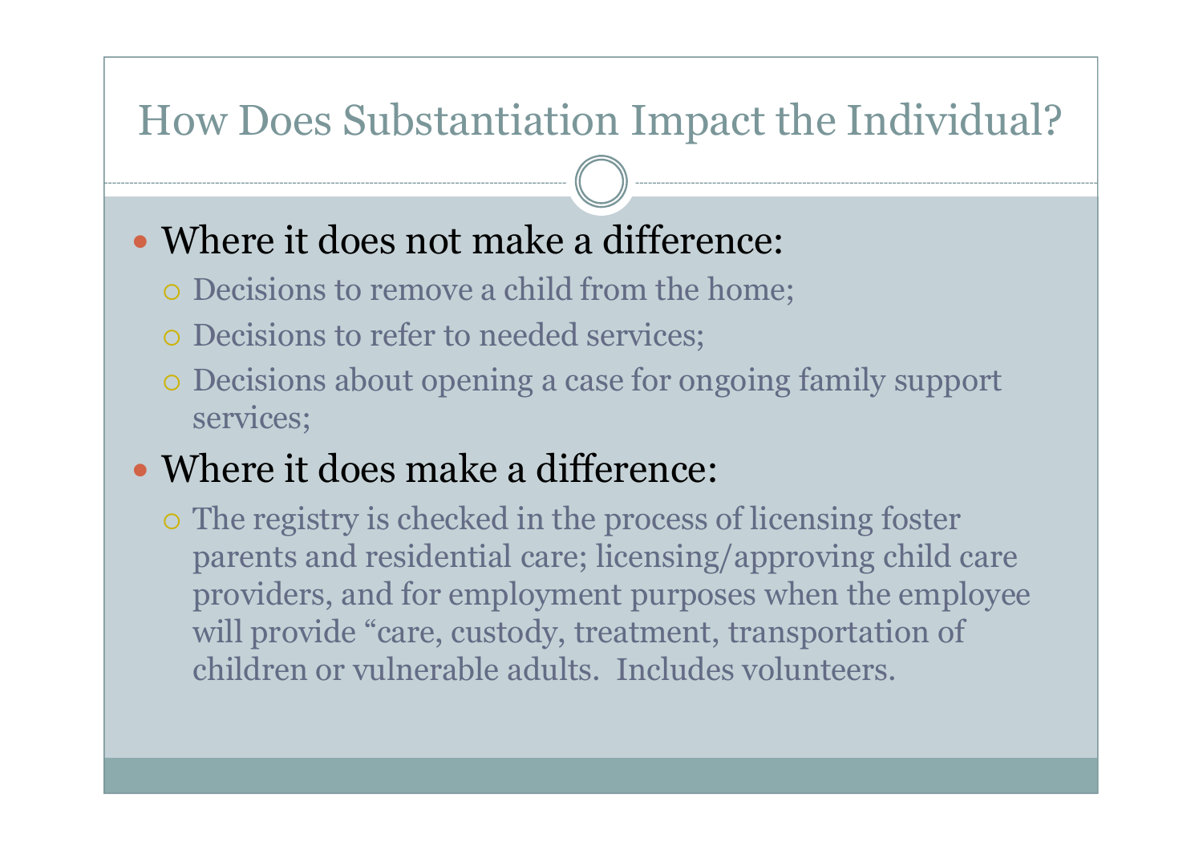# How Does Substantiation Impact the Individual?

- Where it does not make a difference:
  - Decisions to remove a child from the home;
  - Decisions to refer to needed services;
  - Decisions about opening a case for ongoing family support services;
- Where it does make a difference:
  - The registry is checked in the process of licensing foster parents and residential care; licensing/approving child care providers, and for employment purposes when the employee will provide "care, custody, treatment, transportation of children or vulnerable adults. Includes volunteers.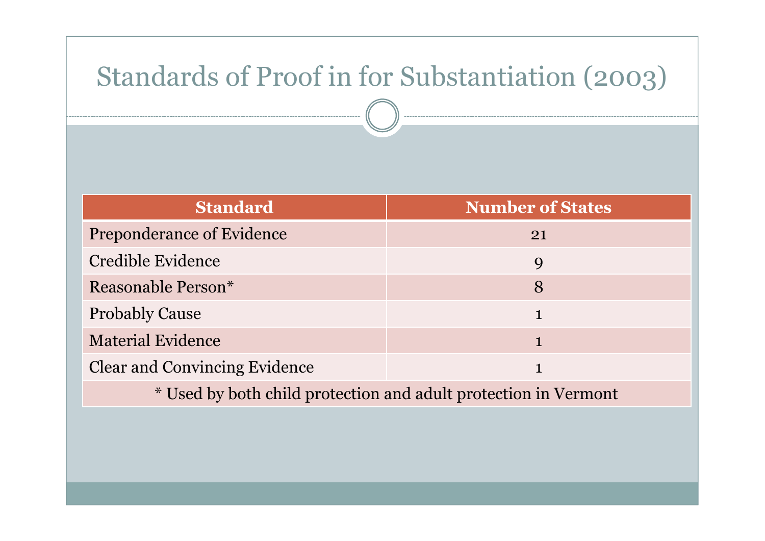# Standards of Proof in for Substantiation (2003)

| Standard | Number of States |
|---|---|
| Preponderance of Evidence | 21 |
| Credible Evidence | 9 |
| Reasonable Person* | 8 |
| Probably Cause | 1 |
| Material Evidence | 1 |
| Clear and Convincing Evidence | 1 |

* Used by both child protection and adult protection in Vermont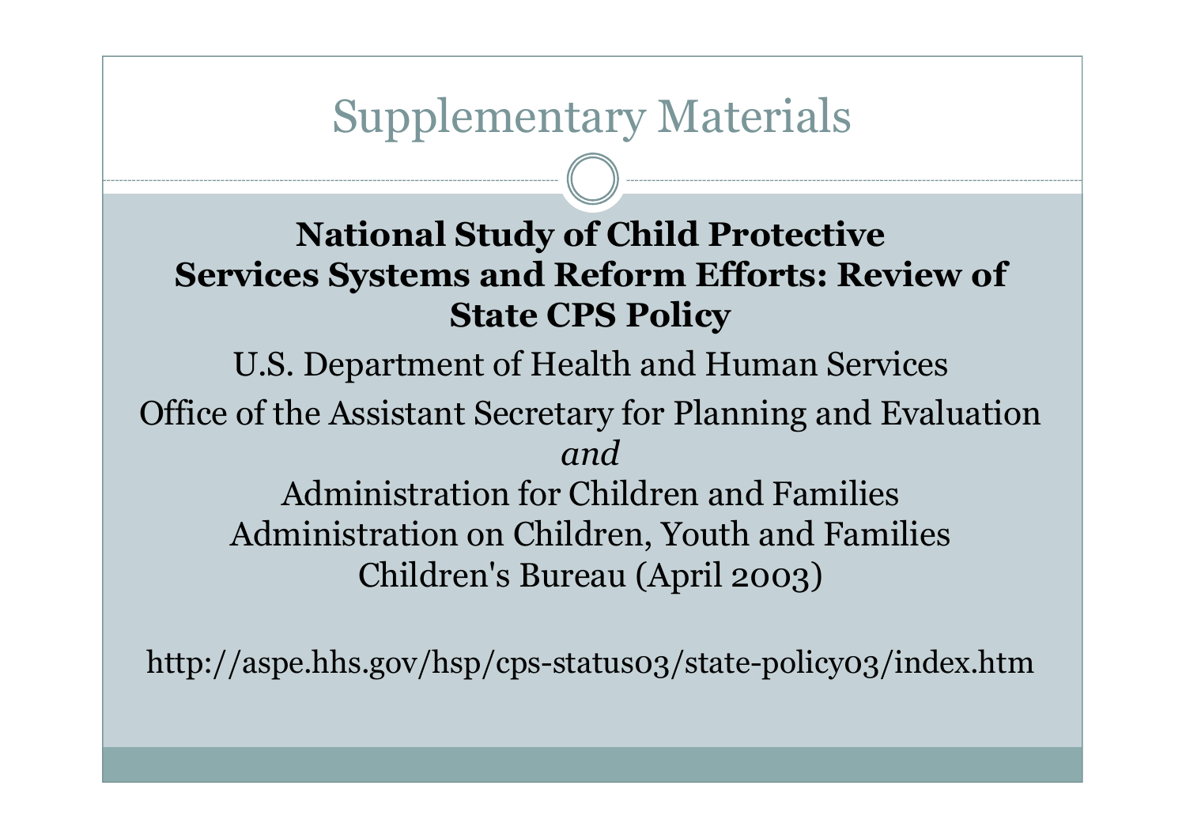# Supplementary Materials

**National Study of Child Protective Services Systems and Reform Efforts: Review of State CPS Policy**

U.S. Department of Health and Human Services

Office of the Assistant Secretary for Planning and Evaluation

*and*

Administration for Children and Families
Administration on Children, Youth and Families
Children's Bureau (April 2003)

http://aspe.hhs.gov/hsp/cps-status03/state-policy03/index.htm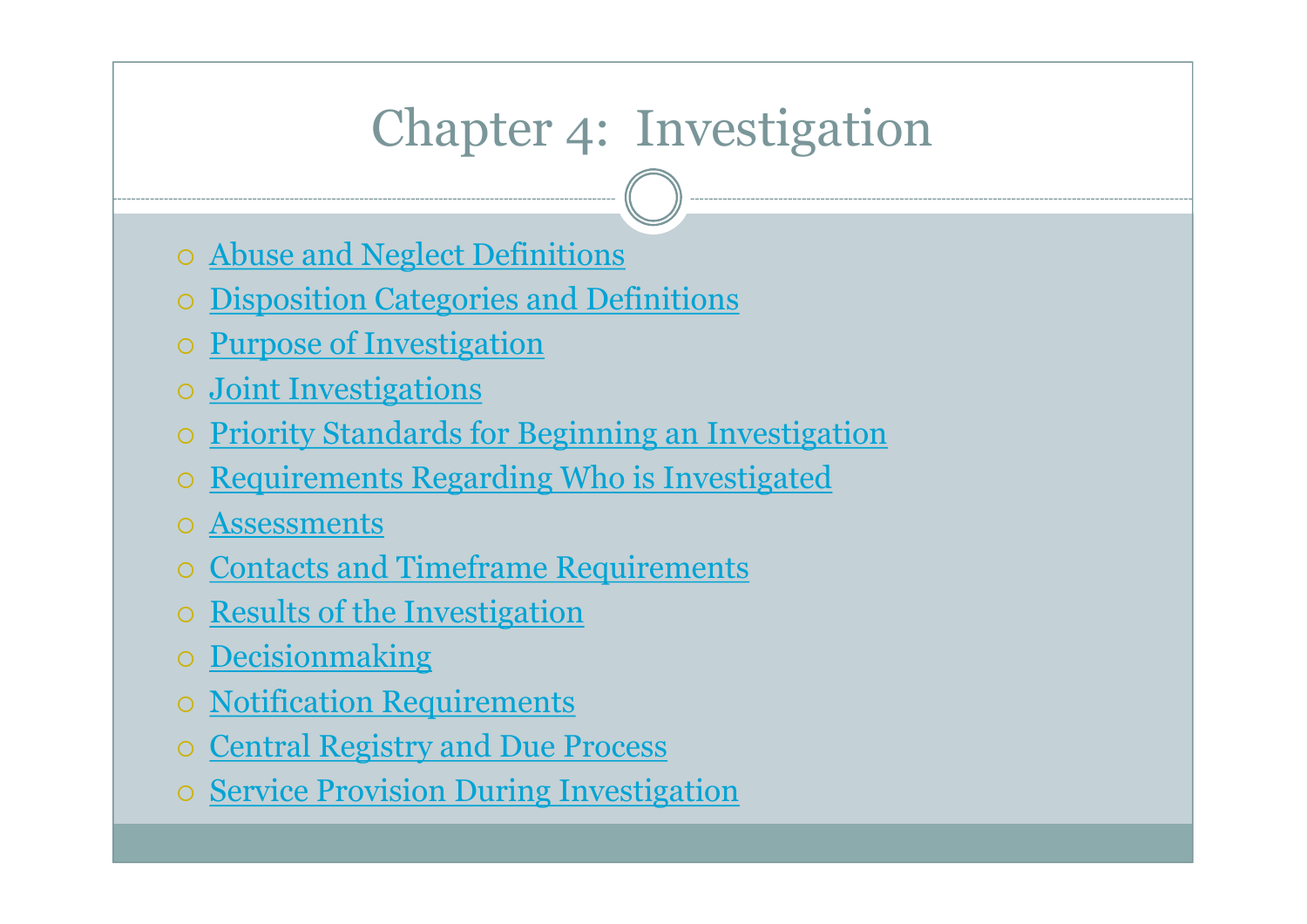# Chapter 4: Investigation

- Abuse and Neglect Definitions
- Disposition Categories and Definitions
- Purpose of Investigation
- Joint Investigations
- Priority Standards for Beginning an Investigation
- Requirements Regarding Who is Investigated
- Assessments
- Contacts and Timeframe Requirements
- Results of the Investigation
- Decisionmaking
- Notification Requirements
- Central Registry and Due Process
- Service Provision During Investigation